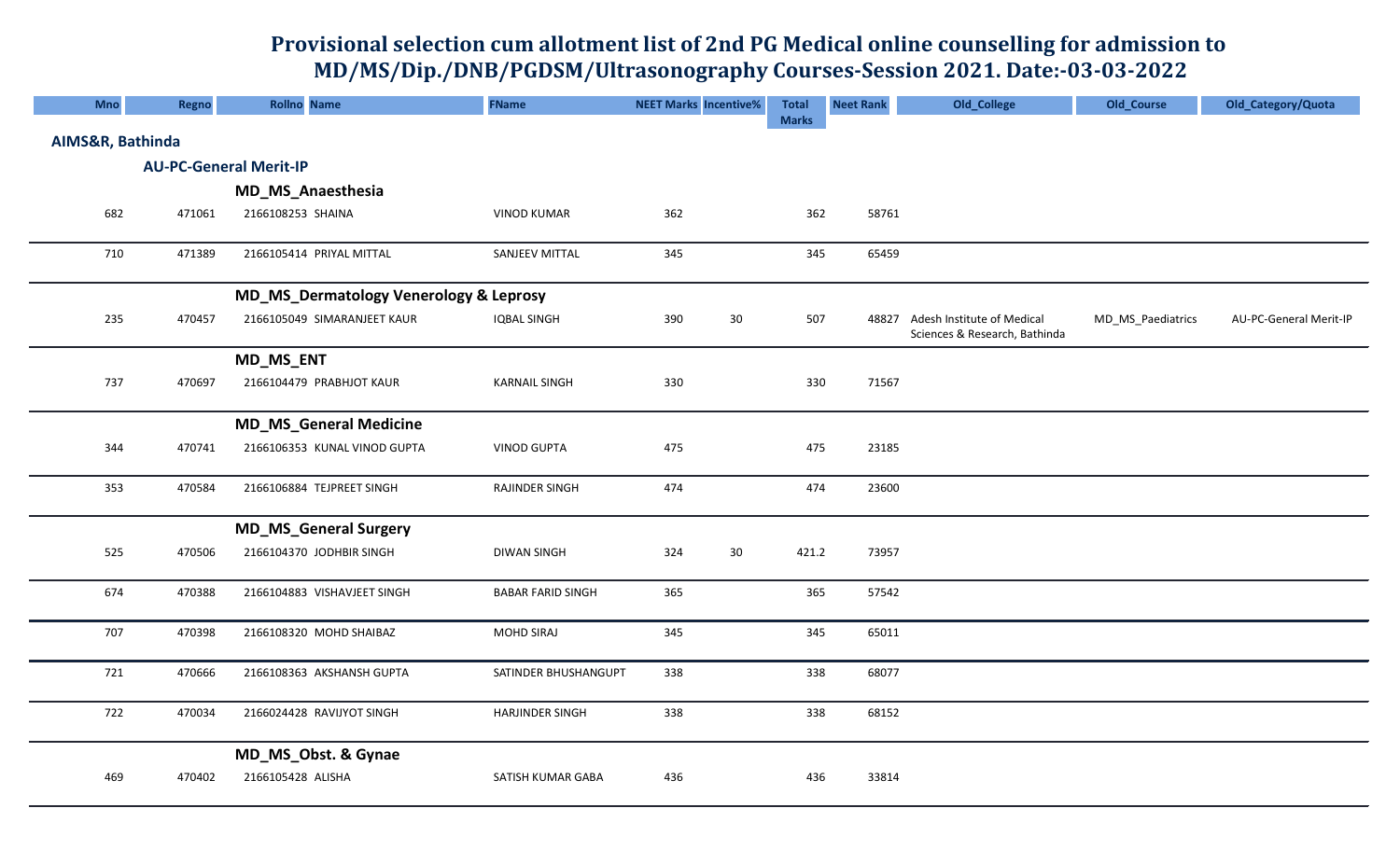# Provisional selection cum allotment list of 2nd PG Medical online counselling for admission to MD/MS/Dip./DNB/PGDSM/Ultrasonography Courses-Session 2021. Date:-03-03-2022

| Mno | Regno | Rollno | Name | FName | NEET Marks | Incentive% | Total Marks | Neet Rank | Old_College | Old_Course | Old_Category/Quota |
|---|---|---|---|---|---|---|---|---|---|---|---|
| **AIMS&R, Bathinda** | | | | | | | | | | | |
| **AU-PC-General Merit-IP** | | | | | | | | | | | |
| | | **MD_MS_Anaesthesia** | | | | | | | | | |
| 682 | 471061 | 2166108253 | SHAINA | VINOD KUMAR | 362 | | 362 | 58761 | | | |
| 710 | 471389 | 2166105414 | PRIYAL MITTAL | SANJEEV MITTAL | 345 | | 345 | 65459 | | | |
| | | **MD_MS_Dermatology Venerology & Leprosy** | | | | | | | | | |
| 235 | 470457 | 2166105049 | SIMARANJEET KAUR | IQBAL SINGH | 390 | 30 | 507 | 48827 | Adesh Institute of Medical Sciences & Research, Bathinda | MD_MS_Paediatrics | AU-PC-General Merit-IP |
| | | **MD_MS_ENT** | | | | | | | | | |
| 737 | 470697 | 2166104479 | PRABHJOT KAUR | KARNAIL SINGH | 330 | | 330 | 71567 | | | |
| | | **MD_MS_General Medicine** | | | | | | | | | |
| 344 | 470741 | 2166106353 | KUNAL VINOD GUPTA | VINOD GUPTA | 475 | | 475 | 23185 | | | |
| 353 | 470584 | 2166106884 | TEJPREET SINGH | RAJINDER SINGH | 474 | | 474 | 23600 | | | |
| | | **MD_MS_General Surgery** | | | | | | | | | |
| 525 | 470506 | 2166104370 | JODHBIR SINGH | DIWAN SINGH | 324 | 30 | 421.2 | 73957 | | | |
| 674 | 470388 | 2166104883 | VISHAVJEET SINGH | BABAR FARID SINGH | 365 | | 365 | 57542 | | | |
| 707 | 470398 | 2166108320 | MOHD SHAIBAZ | MOHD SIRAJ | 345 | | 345 | 65011 | | | |
| 721 | 470666 | 2166108363 | AKSHANSH GUPTA | SATINDER BHUSHANGUPT | 338 | | 338 | 68077 | | | |
| 722 | 470034 | 2166024428 | RAVIJYOT SINGH | HARJINDER SINGH | 338 | | 338 | 68152 | | | |
| | | **MD_MS_Obst. & Gynae** | | | | | | | | | |
| 469 | 470402 | 2166105428 | ALISHA | SATISH KUMAR GABA | 436 | | 436 | 33814 | | | |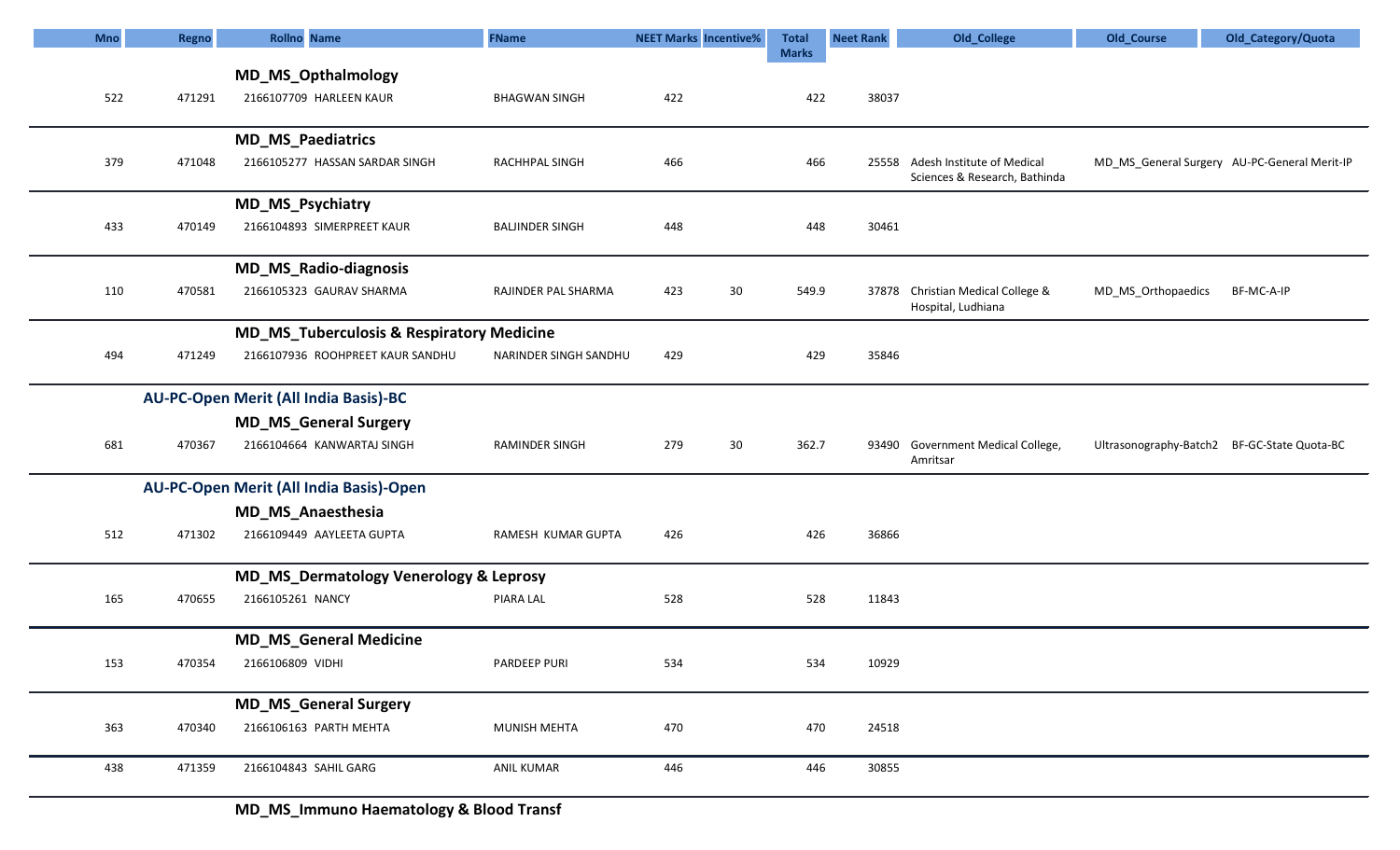| Mno | Regno | Rollno | Name | FName | NEET Marks | Incentive% | Total Marks | Neet Rank | Old_College | Old_Course | Old_Category/Quota |
|---|---|---|---|---|---|---|---|---|---|---|---|
| | | | **MD_MS_Opthalmology** | | | | | | | | |
| 522 | 471291 | 2166107709 | HARLEEN KAUR | BHAGWAN SINGH | 422 | | 422 | 38037 | | | |
| | | | **MD_MS_Paediatrics** | | | | | | | | |
| 379 | 471048 | 2166105277 | HASSAN SARDAR SINGH | RACHHPAL SINGH | 466 | | 466 | 25558 | Adesh Institute of Medical Sciences & Research, Bathinda | MD_MS_General Surgery | AU-PC-General Merit-IP |
| | | | **MD_MS_Psychiatry** | | | | | | | | |
| 433 | 470149 | 2166104893 | SIMERPREET KAUR | BALJINDER SINGH | 448 | | 448 | 30461 | | | |
| | | | **MD_MS_Radio-diagnosis** | | | | | | | | |
| 110 | 470581 | 2166105323 | GAURAV SHARMA | RAJINDER PAL SHARMA | 423 | 30 | 549.9 | 37878 | Christian Medical College & Hospital, Ludhiana | MD_MS_Orthopaedics | BF-MC-A-IP |
| | | | **MD_MS_Tuberculosis & Respiratory Medicine** | | | | | | | | |
| 494 | 471249 | 2166107936 | ROOHPREET KAUR SANDHU | NARINDER SINGH SANDHU | 429 | | 429 | 35846 | | | |
| | | **AU-PC-Open Merit (All India Basis)-BC** | | | | | | | | | |
| | | | **MD_MS_General Surgery** | | | | | | | | |
| 681 | 470367 | 2166104664 | KANWARTAJ SINGH | RAMINDER SINGH | 279 | 30 | 362.7 | 93490 | Government Medical College, Amritsar | Ultrasonography-Batch2 | BF-GC-State Quota-BC |
| | | **AU-PC-Open Merit (All India Basis)-Open** | | | | | | | | | |
| | | | **MD_MS_Anaesthesia** | | | | | | | | |
| 512 | 471302 | 2166109449 | AAYLEETA GUPTA | RAMESH KUMAR GUPTA | 426 | | 426 | 36866 | | | |
| | | | **MD_MS_Dermatology Venerology & Leprosy** | | | | | | | | |
| 165 | 470655 | 2166105261 | NANCY | PIARA LAL | 528 | | 528 | 11843 | | | |
| | | | **MD_MS_General Medicine** | | | | | | | | |
| 153 | 470354 | 2166106809 | VIDHI | PARDEEP PURI | 534 | | 534 | 10929 | | | |
| | | | **MD_MS_General Surgery** | | | | | | | | |
| 363 | 470340 | 2166106163 | PARTH MEHTA | MUNISH MEHTA | 470 | | 470 | 24518 | | | |
| 438 | 471359 | 2166104843 | SAHIL GARG | ANIL KUMAR | 446 | | 446 | 30855 | | | |
| | | | **MD_MS_Immuno Haematology & Blood Transf** | | | | | | | | |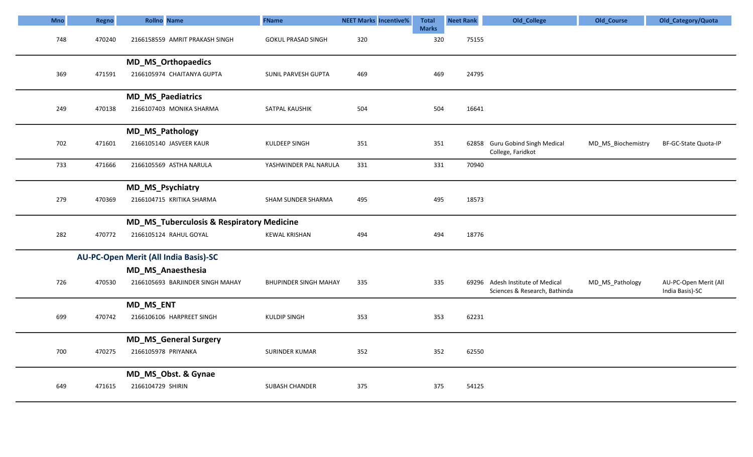| Mno | Regno | Rollno | Name | FName | NEET Marks | Incentive% | Total Marks | Neet Rank | Old_College | Old_Course | Old_Category/Quota |
|---|---|---|---|---|---|---|---|---|---|---|---|
| 748 | 470240 | 2166158559 | AMRIT PRAKASH SINGH | GOKUL PRASAD SINGH | 320 | | 320 | 75155 | | | |
| | | **MD_MS_Orthopaedics** | | | | | | | | | |
| 369 | 471591 | 2166105974 | CHAITANYA GUPTA | SUNIL PARVESH GUPTA | 469 | | 469 | 24795 | | | |
| | | **MD_MS_Paediatrics** | | | | | | | | | |
| 249 | 470138 | 2166107403 | MONIKA SHARMA | SATPAL KAUSHIK | 504 | | 504 | 16641 | | | |
| | | **MD_MS_Pathology** | | | | | | | | | |
| 702 | 471601 | 2166105140 | JASVEER KAUR | KULDEEP SINGH | 351 | | 351 | 62858 | Guru Gobind Singh Medical College, Faridkot | MD_MS_Biochemistry | BF-GC-State Quota-IP |
| 733 | 471666 | 2166105569 | ASTHA NARULA | YASHWINDER PAL NARULA | 331 | | 331 | 70940 | | | |
| | | **MD_MS_Psychiatry** | | | | | | | | | |
| 279 | 470369 | 2166104715 | KRITIKA SHARMA | SHAM SUNDER SHARMA | 495 | | 495 | 18573 | | | |
| | | **MD_MS_Tuberculosis & Respiratory Medicine** | | | | | | | | | |
| 282 | 470772 | 2166105124 | RAHUL GOYAL | KEWAL KRISHAN | 494 | | 494 | 18776 | | | |
| | **AU-PC-Open Merit (All India Basis)-SC** | | | | | | | | | | |
| | | **MD_MS_Anaesthesia** | | | | | | | | | |
| 726 | 470530 | 2166105693 | BARJINDER SINGH MAHAY | BHUPINDER SINGH MAHAY | 335 | | 335 | 69296 | Adesh Institute of Medical Sciences & Research, Bathinda | MD_MS_Pathology | AU-PC-Open Merit (All India Basis)-SC |
| | | **MD_MS_ENT** | | | | | | | | | |
| 699 | 470742 | 2166106106 | HARPREET SINGH | KULDIP SINGH | 353 | | 353 | 62231 | | | |
| | | **MD_MS_General Surgery** | | | | | | | | | |
| 700 | 470275 | 2166105978 | PRIYANKA | SURINDER KUMAR | 352 | | 352 | 62550 | | | |
| | | **MD_MS_Obst. & Gynae** | | | | | | | | | |
| 649 | 471615 | 2166104729 | SHIRIN | SUBASH CHANDER | 375 | | 375 | 54125 | | | |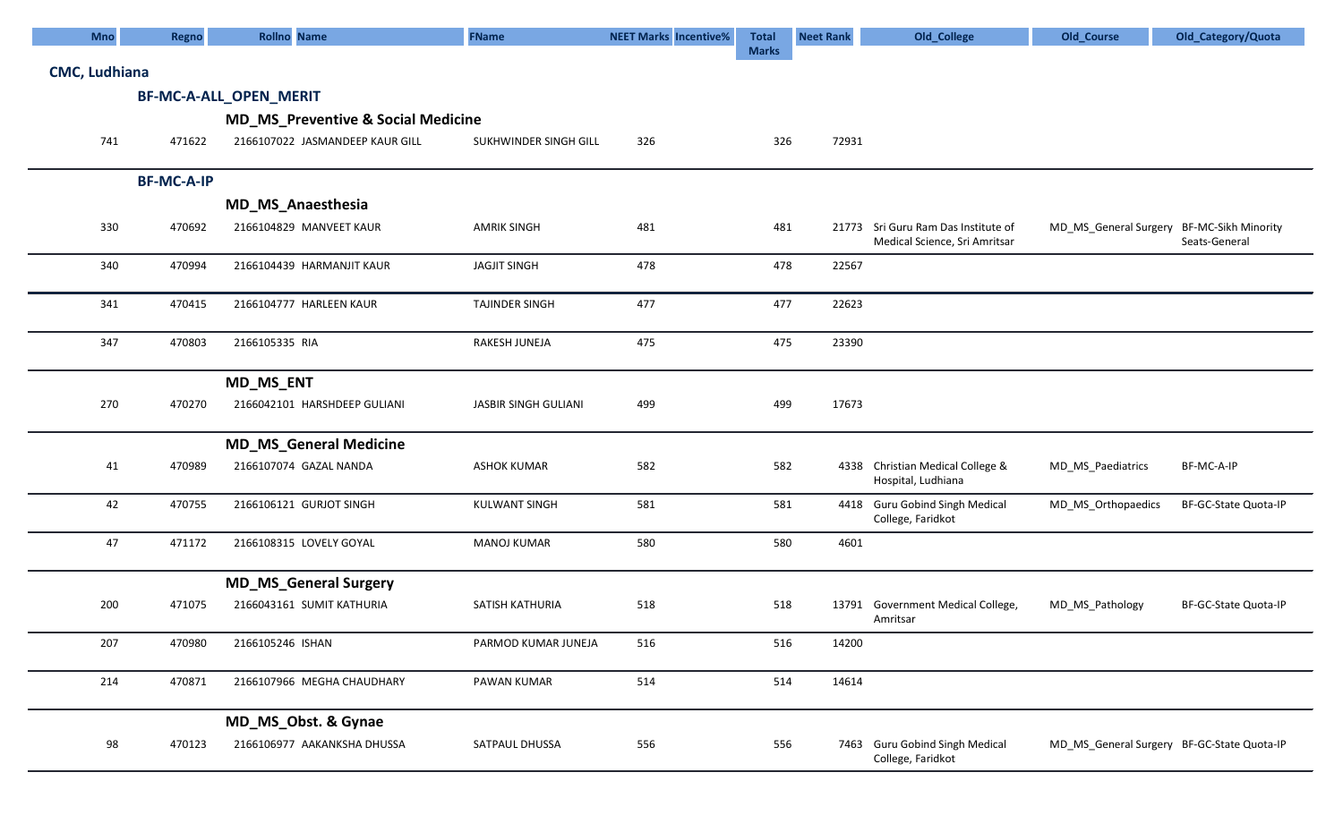| Mno | Regno | Rollno | Name | FName | NEET Marks | Incentive% | Total Marks | Neet Rank | Old_College | Old_Course | Old_Category/Quota |
|---|---|---|---|---|---|---|---|---|---|---|---|
| **CMC, Ludhiana** | | | | | | | | | | | |
| | **BF-MC-A-ALL_OPEN_MERIT** | | | | | | | | | | |
| | | **MD_MS_Preventive & Social Medicine** | | | | | | | | | |
| 741 | 471622 | 2166107022 | JASMANDEEP KAUR GILL | SUKHWINDER SINGH GILL | 326 | | 326 | 72931 | | | |
| | **BF-MC-A-IP** | | | | | | | | | | |
| | | **MD_MS_Anaesthesia** | | | | | | | | | |
| 330 | 470692 | 2166104829 | MANVEET KAUR | AMRIK SINGH | 481 | | 481 | 21773 | Sri Guru Ram Das Institute of Medical Science, Sri Amritsar | MD_MS_General Surgery | BF-MC-Sikh Minority Seats-General |
| 340 | 470994 | 2166104439 | HARMANJIT KAUR | JAGJIT SINGH | 478 | | 478 | 22567 | | | |
| 341 | 470415 | 2166104777 | HARLEEN KAUR | TAJINDER SINGH | 477 | | 477 | 22623 | | | |
| 347 | 470803 | 2166105335 | RIA | RAKESH JUNEJA | 475 | | 475 | 23390 | | | |
| | | **MD_MS_ENT** | | | | | | | | | |
| 270 | 470270 | 2166042101 | HARSHDEEP GULIANI | JASBIR SINGH GULIANI | 499 | | 499 | 17673 | | | |
| | | **MD_MS_General Medicine** | | | | | | | | | |
| 41 | 470989 | 2166107074 | GAZAL NANDA | ASHOK KUMAR | 582 | | 582 | 4338 | Christian Medical College & Hospital, Ludhiana | MD_MS_Paediatrics | BF-MC-A-IP |
| 42 | 470755 | 2166106121 | GURJOT SINGH | KULWANT SINGH | 581 | | 581 | 4418 | Guru Gobind Singh Medical College, Faridkot | MD_MS_Orthopaedics | BF-GC-State Quota-IP |
| 47 | 471172 | 2166108315 | LOVELY GOYAL | MANOJ KUMAR | 580 | | 580 | 4601 | | | |
| | | **MD_MS_General Surgery** | | | | | | | | | |
| 200 | 471075 | 2166043161 | SUMIT KATHURIA | SATISH KATHURIA | 518 | | 518 | 13791 | Government Medical College, Amritsar | MD_MS_Pathology | BF-GC-State Quota-IP |
| 207 | 470980 | 2166105246 | ISHAN | PARMOD KUMAR JUNEJA | 516 | | 516 | 14200 | | | |
| 214 | 470871 | 2166107966 | MEGHA CHAUDHARY | PAWAN KUMAR | 514 | | 514 | 14614 | | | |
| | | **MD_MS_Obst. & Gynae** | | | | | | | | | |
| 98 | 470123 | 2166106977 | AAKANKSHA DHUSSA | SATPAUL DHUSSA | 556 | | 556 | 7463 | Guru Gobind Singh Medical College, Faridkot | MD_MS_General Surgery | BF-GC-State Quota-IP |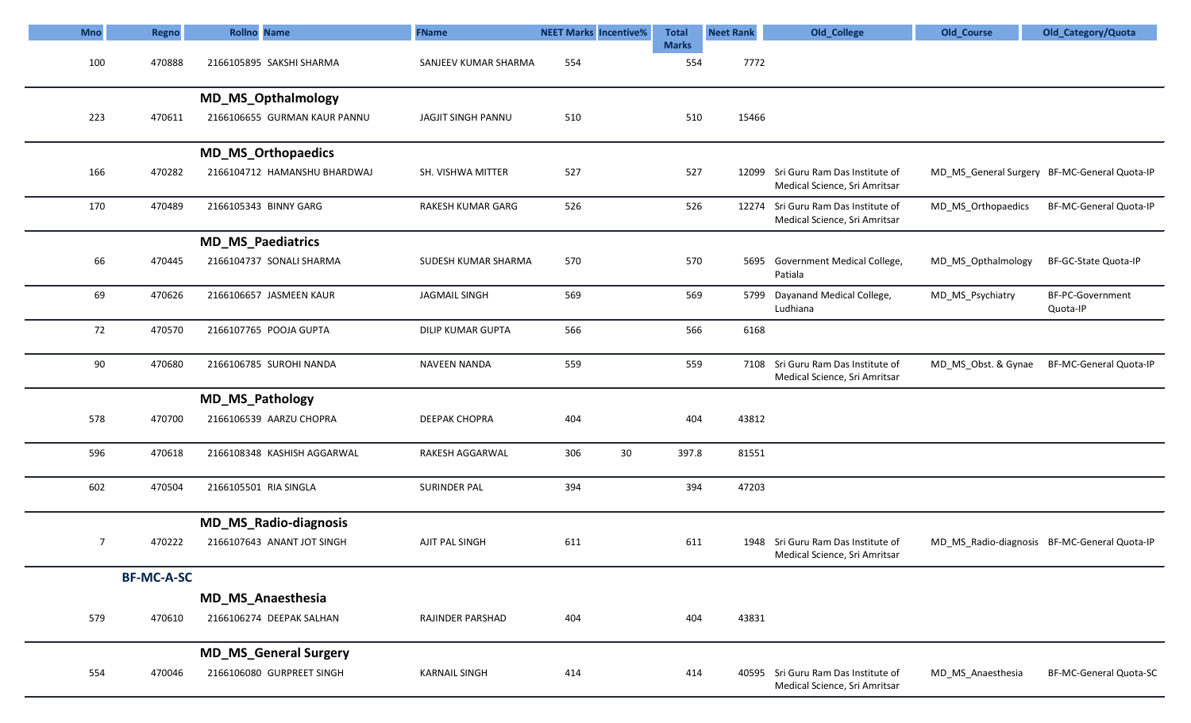| Mno | Regno | Rollno | Name | FName | NEET Marks | Incentive% | Total Marks | Neet Rank | Old_College | Old_Course | Old_Category/Quota |
|---|---|---|---|---|---|---|---|---|---|---|---|
| 100 | 470888 | 2166105895 | SAKSHI SHARMA | SANJEEV KUMAR SHARMA | 554 | | 554 | 7772 | | | |
| | | | **MD_MS_Opthalmology** | | | | | | | | |
| 223 | 470611 | 2166106655 | GURMAN KAUR PANNU | JAGJIT SINGH PANNU | 510 | | 510 | 15466 | | | |
| | | | **MD_MS_Orthopaedics** | | | | | | | | |
| 166 | 470282 | 2166104712 | HAMANSHU BHARDWAJ | SH. VISHWA MITTER | 527 | | 527 | 12099 | Sri Guru Ram Das Institute of Medical Science, Sri Amritsar | MD_MS_General Surgery | BF-MC-General Quota-IP |
| 170 | 470489 | 2166105343 | BINNY GARG | RAKESH KUMAR GARG | 526 | | 526 | 12274 | Sri Guru Ram Das Institute of Medical Science, Sri Amritsar | MD_MS_Orthopaedics | BF-MC-General Quota-IP |
| | | | **MD_MS_Paediatrics** | | | | | | | | |
| 66 | 470445 | 2166104737 | SONALI SHARMA | SUDESH KUMAR SHARMA | 570 | | 570 | 5695 | Government Medical College, Patiala | MD_MS_Opthalmology | BF-GC-State Quota-IP |
| 69 | 470626 | 2166106657 | JASMEEN KAUR | JAGMAIL SINGH | 569 | | 569 | 5799 | Dayanand Medical College, Ludhiana | MD_MS_Psychiatry | BF-PC-Government Quota-IP |
| 72 | 470570 | 2166107765 | POOJA GUPTA | DILIP KUMAR GUPTA | 566 | | 566 | 6168 | | | |
| 90 | 470680 | 2166106785 | SUROHI NANDA | NAVEEN NANDA | 559 | | 559 | 7108 | Sri Guru Ram Das Institute of Medical Science, Sri Amritsar | MD_MS_Obst. & Gynae | BF-MC-General Quota-IP |
| | | | **MD_MS_Pathology** | | | | | | | | |
| 578 | 470700 | 2166106539 | AARZU CHOPRA | DEEPAK CHOPRA | 404 | | 404 | 43812 | | | |
| 596 | 470618 | 2166108348 | KASHISH AGGARWAL | RAKESH AGGARWAL | 306 | 30 | 397.8 | 81551 | | | |
| 602 | 470504 | 2166105501 | RIA SINGLA | SURINDER PAL | 394 | | 394 | 47203 | | | |
| | | | **MD_MS_Radio-diagnosis** | | | | | | | | |
| 7 | 470222 | 2166107643 | ANANT JOT SINGH | AJIT PAL SINGH | 611 | | 611 | 1948 | Sri Guru Ram Das Institute of Medical Science, Sri Amritsar | MD_MS_Radio-diagnosis | BF-MC-General Quota-IP |
| | **BF-MC-A-SC** | | | | | | | | | | |
| | | | **MD_MS_Anaesthesia** | | | | | | | | |
| 579 | 470610 | 2166106274 | DEEPAK SALHAN | RAJINDER PARSHAD | 404 | | 404 | 43831 | | | |
| | | | **MD_MS_General Surgery** | | | | | | | | |
| 554 | 470046 | 2166106080 | GURPREET SINGH | KARNAIL SINGH | 414 | | 414 | 40595 | Sri Guru Ram Das Institute of Medical Science, Sri Amritsar | MD_MS_Anaesthesia | BF-MC-General Quota-SC |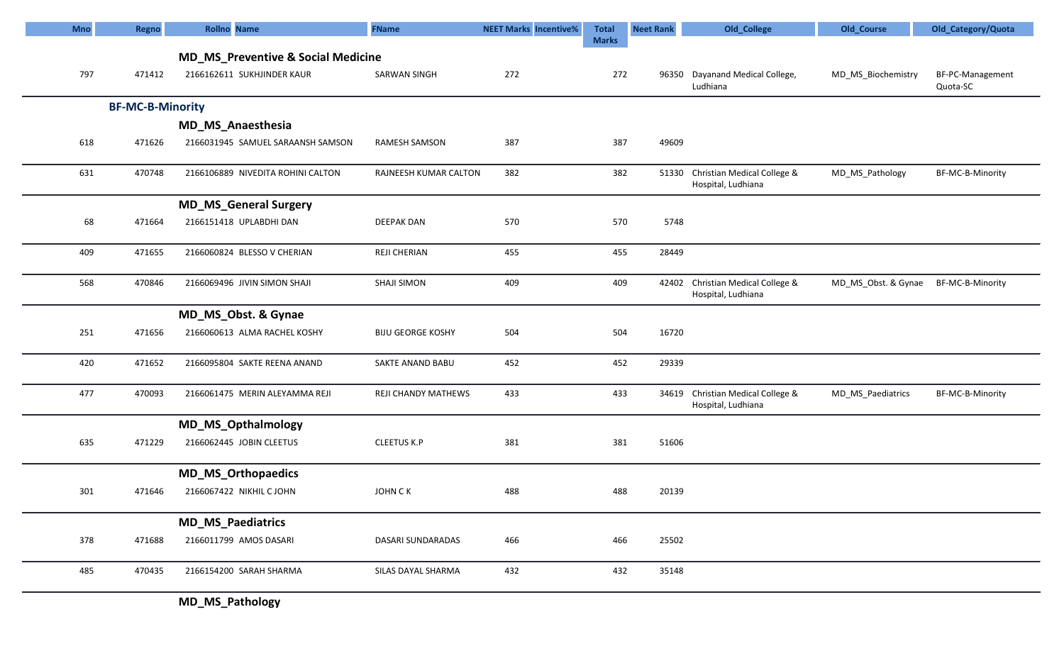| Mno | Regno | Rollno | Name | FName | NEET Marks | Incentive% | Total Marks | Neet Rank | Old_College | Old_Course | Old_Category/Quota |
|---|---|---|---|---|---|---|---|---|---|---|---|
| | | | **MD_MS_Preventive & Social Medicine** | | | | | | | | |
| 797 | 471412 | 2166162611 | SUKHJINDER KAUR | SARWAN SINGH | 272 | | 272 | 96350 | Dayanand Medical College, Ludhiana | MD_MS_Biochemistry | BF-PC-Management Quota-SC |
| | **BF-MC-B-Minority** | | | | | | | | | | |
| | | | **MD_MS_Anaesthesia** | | | | | | | | |
| 618 | 471626 | 2166031945 | SAMUEL SARAANSH SAMSON | RAMESH SAMSON | 387 | | 387 | 49609 | | | |
| 631 | 470748 | 2166106889 | NIVEDITA ROHINI CALTON | RAJNEESH KUMAR CALTON | 382 | | 382 | 51330 | Christian Medical College & Hospital, Ludhiana | MD_MS_Pathology | BF-MC-B-Minority |
| | | | **MD_MS_General Surgery** | | | | | | | | |
| 68 | 471664 | 2166151418 | UPLABDHI DAN | DEEPAK DAN | 570 | | 570 | 5748 | | | |
| 409 | 471655 | 2166060824 | BLESSO V CHERIAN | REJI CHERIAN | 455 | | 455 | 28449 | | | |
| 568 | 470846 | 2166069496 | JIVIN SIMON SHAJI | SHAJI SIMON | 409 | | 409 | 42402 | Christian Medical College & Hospital, Ludhiana | MD_MS_Obst. & Gynae | BF-MC-B-Minority |
| | | | **MD_MS_Obst. & Gynae** | | | | | | | | |
| 251 | 471656 | 2166060613 | ALMA RACHEL KOSHY | BIJU GEORGE KOSHY | 504 | | 504 | 16720 | | | |
| 420 | 471652 | 2166095804 | SAKTE REENA ANAND | SAKTE ANAND BABU | 452 | | 452 | 29339 | | | |
| 477 | 470093 | 2166061475 | MERIN ALEYAMMA REJI | REJI CHANDY MATHEWS | 433 | | 433 | 34619 | Christian Medical College & Hospital, Ludhiana | MD_MS_Paediatrics | BF-MC-B-Minority |
| | | | **MD_MS_Opthalmology** | | | | | | | | |
| 635 | 471229 | 2166062445 | JOBIN CLEETUS | CLEETUS K.P | 381 | | 381 | 51606 | | | |
| | | | **MD_MS_Orthopaedics** | | | | | | | | |
| 301 | 471646 | 2166067422 | NIKHIL C JOHN | JOHN C K | 488 | | 488 | 20139 | | | |
| | | | **MD_MS_Paediatrics** | | | | | | | | |
| 378 | 471688 | 2166011799 | AMOS DASARI | DASARI SUNDARADAS | 466 | | 466 | 25502 | | | |
| 485 | 470435 | 2166154200 | SARAH SHARMA | SILAS DAYAL SHARMA | 432 | | 432 | 35148 | | | |
| | | | **MD_MS_Pathology** | | | | | | | | |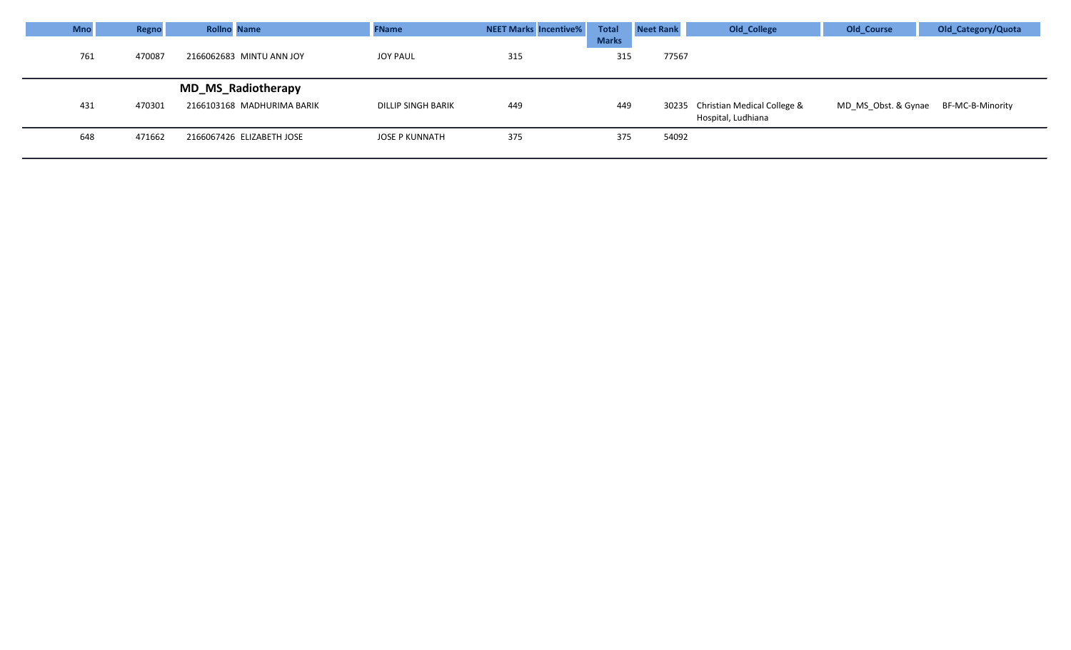| Mno | Regno | Rollno | Name | FName | NEET Marks | Incentive% | Total Marks | Neet Rank | Old_College | Old_Course | Old_Category/Quota |
|---|---|---|---|---|---|---|---|---|---|---|---|
| 761 | 470087 | 2166062683 | MINTU ANN JOY | JOY PAUL | 315 | | 315 | 77567 | | | |

**MD_MS_Radiotherapy**

| Mno | Regno | Rollno | Name | FName | NEET Marks | Incentive% | Total Marks | Neet Rank | Old_College | Old_Course | Old_Category/Quota |
|---|---|---|---|---|---|---|---|---|---|---|---|
| 431 | 470301 | 2166103168 | MADHURIMA BARIK | DILLIP SINGH BARIK | 449 | | 449 | 30235 | Christian Medical College & Hospital, Ludhiana | MD_MS_Obst. & Gynae | BF-MC-B-Minority |
| 648 | 471662 | 2166067426 | ELIZABETH JOSE | JOSE P KUNNATH | 375 | | 375 | 54092 | | | |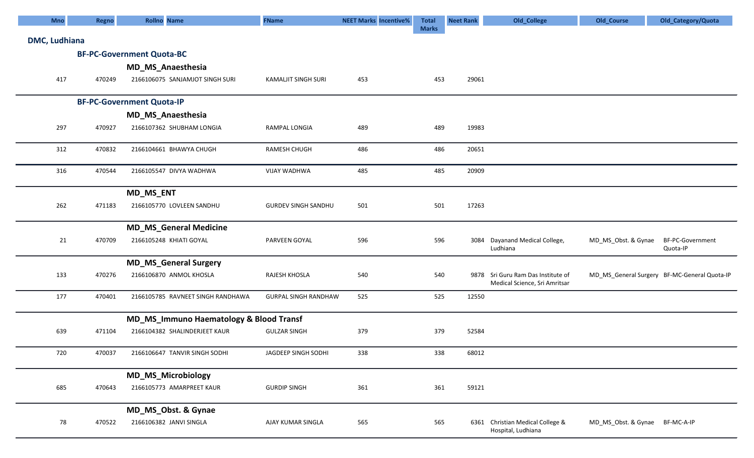| Mno | Regno | Rollno | Name | FName | NEET Marks | Incentive% | Total Marks | Neet Rank | Old_College | Old_Course | Old_Category/Quota |
|---|---|---|---|---|---|---|---|---|---|---|---|
| **DMC, Ludhiana** | | | | | | | | | | | |
| | **BF-PC-Government Quota-BC** | | | | | | | | | | |
| | | **MD_MS_Anaesthesia** | | | | | | | | | |
| 417 | 470249 | 2166106075 | SANJAMJOT SINGH SURI | KAMALJIT SINGH SURI | 453 | | 453 | 29061 | | | |
| | **BF-PC-Government Quota-IP** | | | | | | | | | | |
| | | **MD_MS_Anaesthesia** | | | | | | | | | |
| 297 | 470927 | 2166107362 | SHUBHAM LONGIA | RAMPAL LONGIA | 489 | | 489 | 19983 | | | |
| 312 | 470832 | 2166104661 | BHAWYA CHUGH | RAMESH CHUGH | 486 | | 486 | 20651 | | | |
| 316 | 470544 | 2166105547 | DIVYA WADHWA | VIJAY WADHWA | 485 | | 485 | 20909 | | | |
| | | **MD_MS_ENT** | | | | | | | | | |
| 262 | 471183 | 2166105770 | LOVLEEN SANDHU | GURDEV SINGH SANDHU | 501 | | 501 | 17263 | | | |
| | | **MD_MS_General Medicine** | | | | | | | | | |
| 21 | 470709 | 2166105248 | KHIATI GOYAL | PARVEEN GOYAL | 596 | | 596 | 3084 | Dayanand Medical College, Ludhiana | MD_MS_Obst. & Gynae | BF-PC-Government Quota-IP |
| | | **MD_MS_General Surgery** | | | | | | | | | |
| 133 | 470276 | 2166106870 | ANMOL KHOSLA | RAJESH KHOSLA | 540 | | 540 | 9878 | Sri Guru Ram Das Institute of Medical Science, Sri Amritsar | MD_MS_General Surgery | BF-MC-General Quota-IP |
| 177 | 470401 | 2166105785 | RAVNEET SINGH RANDHAWA | GURPAL SINGH RANDHAW | 525 | | 525 | 12550 | | | |
| | | **MD_MS_Immuno Haematology & Blood Transf** | | | | | | | | | |
| 639 | 471104 | 2166104382 | SHALINDERJEET KAUR | GULZAR SINGH | 379 | | 379 | 52584 | | | |
| 720 | 470037 | 2166106647 | TANVIR SINGH SODHI | JAGDEEP SINGH SODHI | 338 | | 338 | 68012 | | | |
| | | **MD_MS_Microbiology** | | | | | | | | | |
| 685 | 470643 | 2166105773 | AMARPREET KAUR | GURDIP SINGH | 361 | | 361 | 59121 | | | |
| | | **MD_MS_Obst. & Gynae** | | | | | | | | | |
| 78 | 470522 | 2166106382 | JANVI SINGLA | AJAY KUMAR SINGLA | 565 | | 565 | 6361 | Christian Medical College & Hospital, Ludhiana | MD_MS_Obst. & Gynae | BF-MC-A-IP |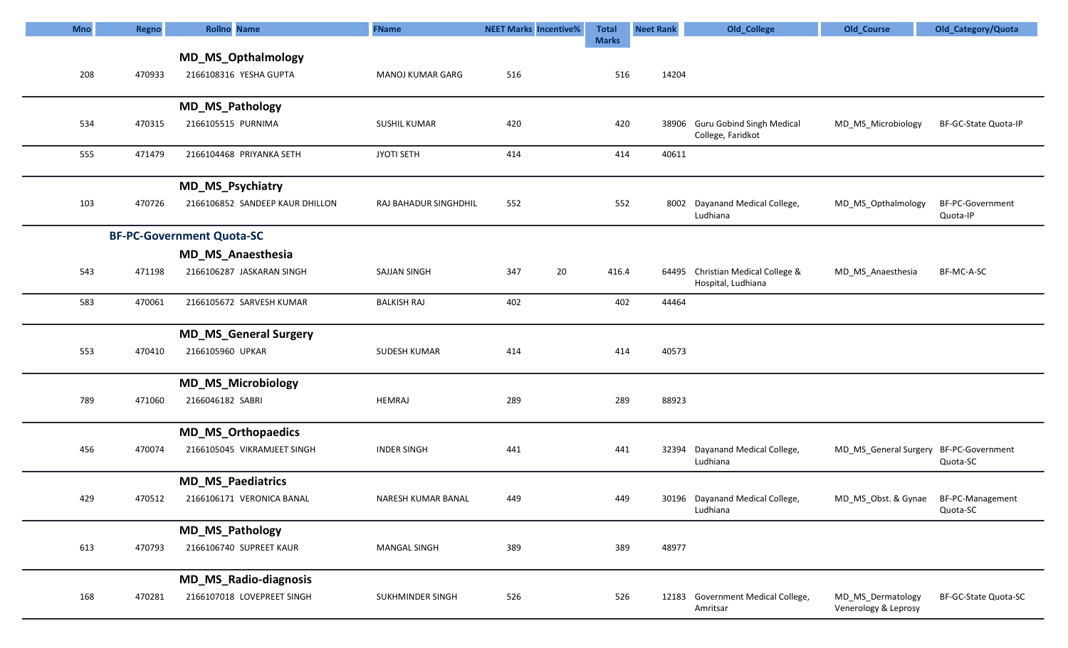| Mno | Regno | Rollno | Name | FName | NEET Marks | Incentive% | Total Marks | Neet Rank | Old_College | Old_Course | Old_Category/Quota |
|---|---|---|---|---|---|---|---|---|---|---|---|
| | | | **MD_MS_Opthalmology** | | | | | | | | |
| 208 | 470933 | 2166108316 | YESHA GUPTA | MANOJ KUMAR GARG | 516 | | 516 | 14204 | | | |
| | | | **MD_MS_Pathology** | | | | | | | | |
| 534 | 470315 | 2166105515 | PURNIMA | SUSHIL KUMAR | 420 | | 420 | 38906 | Guru Gobind Singh Medical College, Faridkot | MD_MS_Microbiology | BF-GC-State Quota-IP |
| 555 | 471479 | 2166104468 | PRIYANKA SETH | JYOTI SETH | 414 | | 414 | 40611 | | | |
| | | | **MD_MS_Psychiatry** | | | | | | | | |
| 103 | 470726 | 2166106852 | SANDEEP KAUR DHILLON | RAJ BAHADUR SINGHDHIL | 552 | | 552 | 8002 | Dayanand Medical College, Ludhiana | MD_MS_Opthalmology | BF-PC-Government Quota-IP |
| | | **BF-PC-Government Quota-SC** | | | | | | | | | |
| | | | **MD_MS_Anaesthesia** | | | | | | | | |
| 543 | 471198 | 2166106287 | JASKARAN SINGH | SAJJAN SINGH | 347 | 20 | 416.4 | 64495 | Christian Medical College & Hospital, Ludhiana | MD_MS_Anaesthesia | BF-MC-A-SC |
| 583 | 470061 | 2166105672 | SARVESH KUMAR | BALKISH RAJ | 402 | | 402 | 44464 | | | |
| | | | **MD_MS_General Surgery** | | | | | | | | |
| 553 | 470410 | 2166105960 | UPKAR | SUDESH KUMAR | 414 | | 414 | 40573 | | | |
| | | | **MD_MS_Microbiology** | | | | | | | | |
| 789 | 471060 | 2166046182 | SABRI | HEMRAJ | 289 | | 289 | 88923 | | | |
| | | | **MD_MS_Orthopaedics** | | | | | | | | |
| 456 | 470074 | 2166105045 | VIKRAMJEET SINGH | INDER SINGH | 441 | | 441 | 32394 | Dayanand Medical College, Ludhiana | MD_MS_General Surgery | BF-PC-Government Quota-SC |
| | | | **MD_MS_Paediatrics** | | | | | | | | |
| 429 | 470512 | 2166106171 | VERONICA BANAL | NARESH KUMAR BANAL | 449 | | 449 | 30196 | Dayanand Medical College, Ludhiana | MD_MS_Obst. & Gynae | BF-PC-Management Quota-SC |
| | | | **MD_MS_Pathology** | | | | | | | | |
| 613 | 470793 | 2166106740 | SUPREET KAUR | MANGAL SINGH | 389 | | 389 | 48977 | | | |
| | | | **MD_MS_Radio-diagnosis** | | | | | | | | |
| 168 | 470281 | 2166107018 | LOVEPREET SINGH | SUKHMINDER SINGH | 526 | | 526 | 12183 | Government Medical College, Amritsar | MD_MS_Dermatology Venerology & Leprosy | BF-GC-State Quota-SC |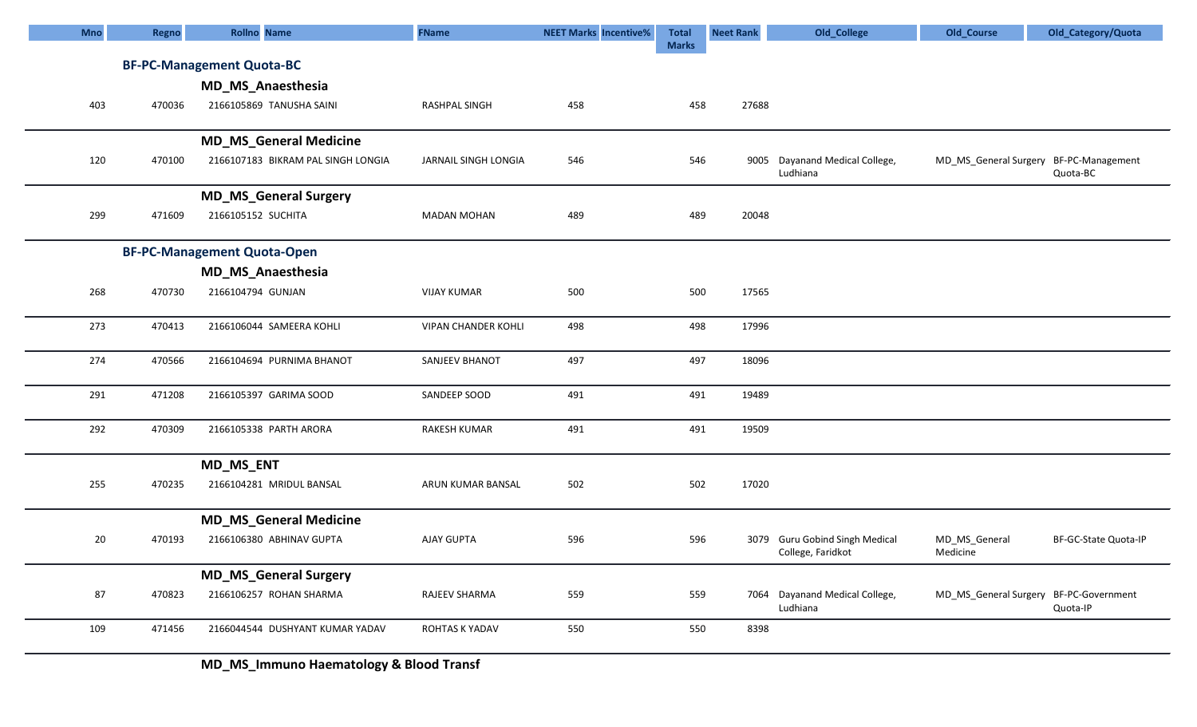| Mno | Regno | Rollno | Name | FName | NEET Marks | Incentive% | Total Marks | Neet Rank | Old_College | Old_Course | Old_Category/Quota |
|---|---|---|---|---|---|---|---|---|---|---|---|
| | | **BF-PC-Management Quota-BC** | | | | | | | | | |
| | | **MD_MS_Anaesthesia** | | | | | | | | | |
| 403 | 470036 | 2166105869 | TANUSHA SAINI | RASHPAL SINGH | 458 | | 458 | 27688 | | | |
| | | **MD_MS_General Medicine** | | | | | | | | | |
| 120 | 470100 | 2166107183 | BIKRAM PAL SINGH LONGIA | JARNAIL SINGH LONGIA | 546 | | 546 | 9005 | Dayanand Medical College, Ludhiana | MD_MS_General Surgery | BF-PC-Management Quota-BC |
| | | **MD_MS_General Surgery** | | | | | | | | | |
| 299 | 471609 | 2166105152 | SUCHITA | MADAN MOHAN | 489 | | 489 | 20048 | | | |
| | | **BF-PC-Management Quota-Open** | | | | | | | | | |
| | | **MD_MS_Anaesthesia** | | | | | | | | | |
| 268 | 470730 | 2166104794 | GUNJAN | VIJAY KUMAR | 500 | | 500 | 17565 | | | |
| 273 | 470413 | 2166106044 | SAMEERA KOHLI | VIPAN CHANDER KOHLI | 498 | | 498 | 17996 | | | |
| 274 | 470566 | 2166104694 | PURNIMA BHANOT | SANJEEV BHANOT | 497 | | 497 | 18096 | | | |
| 291 | 471208 | 2166105397 | GARIMA SOOD | SANDEEP SOOD | 491 | | 491 | 19489 | | | |
| 292 | 470309 | 2166105338 | PARTH ARORA | RAKESH KUMAR | 491 | | 491 | 19509 | | | |
| | | **MD_MS_ENT** | | | | | | | | | |
| 255 | 470235 | 2166104281 | MRIDUL BANSAL | ARUN KUMAR BANSAL | 502 | | 502 | 17020 | | | |
| | | **MD_MS_General Medicine** | | | | | | | | | |
| 20 | 470193 | 2166106380 | ABHINAV GUPTA | AJAY GUPTA | 596 | | 596 | 3079 | Guru Gobind Singh Medical College, Faridkot | MD_MS_General Medicine | BF-GC-State Quota-IP |
| | | **MD_MS_General Surgery** | | | | | | | | | |
| 87 | 470823 | 2166106257 | ROHAN SHARMA | RAJEEV SHARMA | 559 | | 559 | 7064 | Dayanand Medical College, Ludhiana | MD_MS_General Surgery | BF-PC-Government Quota-IP |
| 109 | 471456 | 2166044544 | DUSHYANT KUMAR YADAV | ROHTAS K YADAV | 550 | | 550 | 8398 | | | |
| | | **MD_MS_Immuno Haematology & Blood Transf** | | | | | | | | | |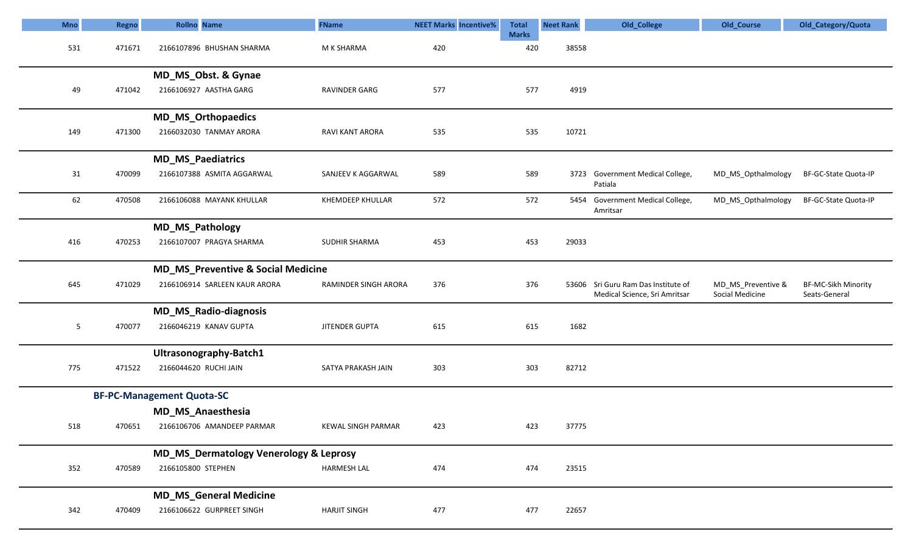| Mno | Regno | Rollno | Name | FName | NEET Marks | Incentive% | Total Marks | Neet Rank | Old_College | Old_Course | Old_Category/Quota |
|---|---|---|---|---|---|---|---|---|---|---|---|
| 531 | 471671 | 2166107896 | BHUSHAN SHARMA | M K SHARMA | 420 | | 420 | 38558 | | | |
| | | | **MD_MS_Obst. & Gynae** | | | | | | | | |
| 49 | 471042 | 2166106927 | AASTHA GARG | RAVINDER GARG | 577 | | 577 | 4919 | | | |
| | | | **MD_MS_Orthopaedics** | | | | | | | | |
| 149 | 471300 | 2166032030 | TANMAY ARORA | RAVI KANT ARORA | 535 | | 535 | 10721 | | | |
| | | | **MD_MS_Paediatrics** | | | | | | | | |
| 31 | 470099 | 2166107388 | ASMITA AGGARWAL | SANJEEV K AGGARWAL | 589 | | 589 | 3723 | Government Medical College, Patiala | MD_MS_Opthalmology | BF-GC-State Quota-IP |
| 62 | 470508 | 2166106088 | MAYANK KHULLAR | KHEMDEEP KHULLAR | 572 | | 572 | 5454 | Government Medical College, Amritsar | MD_MS_Opthalmology | BF-GC-State Quota-IP |
| | | | **MD_MS_Pathology** | | | | | | | | |
| 416 | 470253 | 2166107007 | PRAGYA SHARMA | SUDHIR SHARMA | 453 | | 453 | 29033 | | | |
| | | | **MD_MS_Preventive & Social Medicine** | | | | | | | | |
| 645 | 471029 | 2166106914 | SARLEEN KAUR ARORA | RAMINDER SINGH ARORA | 376 | | 376 | 53606 | Sri Guru Ram Das Institute of Medical Science, Sri Amritsar | MD_MS_Preventive & Social Medicine | BF-MC-Sikh Minority Seats-General |
| | | | **MD_MS_Radio-diagnosis** | | | | | | | | |
| 5 | 470077 | 2166046219 | KANAV GUPTA | JITENDER GUPTA | 615 | | 615 | 1682 | | | |
| | | | **Ultrasonography-Batch1** | | | | | | | | |
| 775 | 471522 | 2166044620 | RUCHI JAIN | SATYA PRAKASH JAIN | 303 | | 303 | 82712 | | | |
| | | **BF-PC-Management Quota-SC** | | | | | | | | | |
| | | | **MD_MS_Anaesthesia** | | | | | | | | |
| 518 | 470651 | 2166106706 | AMANDEEP PARMAR | KEWAL SINGH PARMAR | 423 | | 423 | 37775 | | | |
| | | | **MD_MS_Dermatology Venerology & Leprosy** | | | | | | | | |
| 352 | 470589 | 2166105800 | STEPHEN | HARMESH LAL | 474 | | 474 | 23515 | | | |
| | | | **MD_MS_General Medicine** | | | | | | | | |
| 342 | 470409 | 2166106622 | GURPREET SINGH | HARJIT SINGH | 477 | | 477 | 22657 | | | |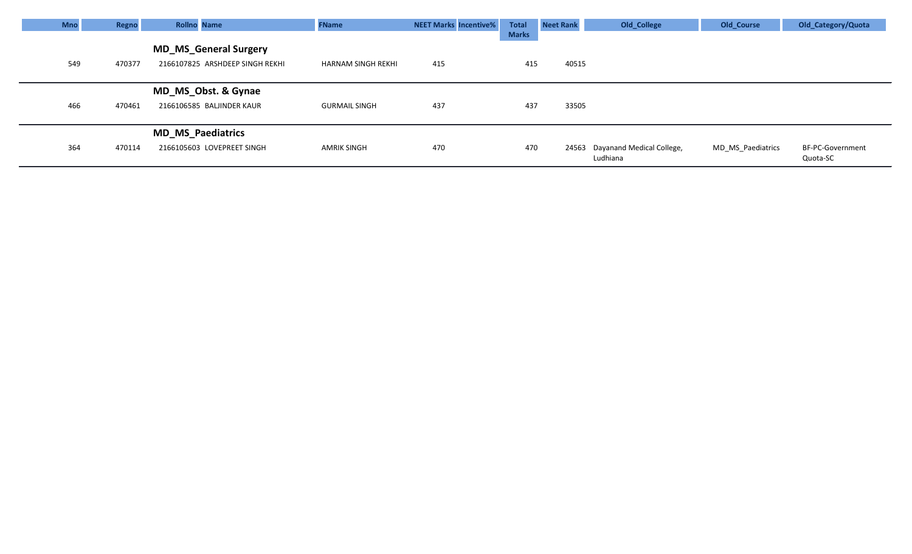| Mno | Regno | Rollno | Name | FName | NEET Marks | Incentive% | Total Marks | Neet Rank | Old_College | Old_Course | Old_Category/Quota |
|---|---|---|---|---|---|---|---|---|---|---|---|
| | | | **MD_MS_General Surgery** | | | | | | | | |
| 549 | 470377 | 2166107825 | ARSHDEEP SINGH REKHI | HARNAM SINGH REKHI | 415 | | 415 | 40515 | | | |
| | | | **MD_MS_Obst. & Gynae** | | | | | | | | |
| 466 | 470461 | 2166106585 | BALJINDER KAUR | GURMAIL SINGH | 437 | | 437 | 33505 | | | |
| | | | **MD_MS_Paediatrics** | | | | | | | | |
| 364 | 470114 | 2166105603 | LOVEPREET SINGH | AMRIK SINGH | 470 | | 470 | 24563 | Dayanand Medical College, Ludhiana | MD_MS_Paediatrics | BF-PC-Government Quota-SC |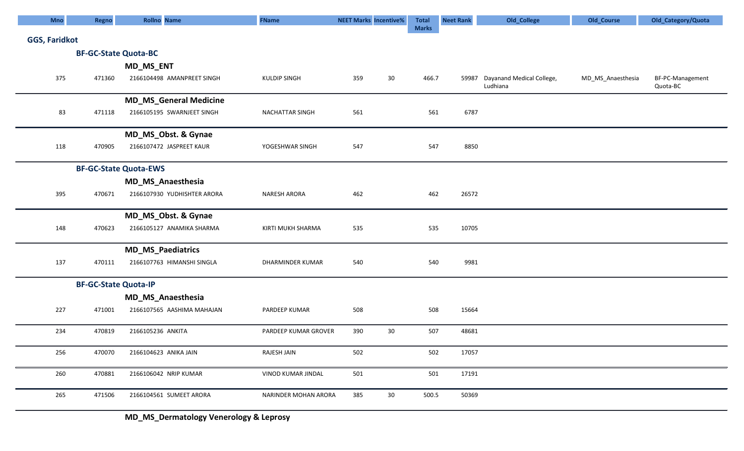| Mno | Regno | Rollno | Name | FName | NEET Marks | Incentive% | Total Marks | Neet Rank | Old_College | Old_Course | Old_Category/Quota |
|---|---|---|---|---|---|---|---|---|---|---|---|
| **GGS, Faridkot** | | | | | | | | | | | |
| | **BF-GC-State Quota-BC** | | | | | | | | | | |
| | | **MD_MS_ENT** | | | | | | | | | |
| 375 | 471360 | 2166104498 | AMANPREET SINGH | KULDIP SINGH | 359 | 30 | 466.7 | 59987 | Dayanand Medical College, Ludhiana | MD_MS_Anaesthesia | BF-PC-Management Quota-BC |
| | | **MD_MS_General Medicine** | | | | | | | | | |
| 83 | 471118 | 2166105195 | SWARNJEET SINGH | NACHATTAR SINGH | 561 | | 561 | 6787 | | | |
| | | **MD_MS_Obst. & Gynae** | | | | | | | | | |
| 118 | 470905 | 2166107472 | JASPREET KAUR | YOGESHWAR SINGH | 547 | | 547 | 8850 | | | |
| | **BF-GC-State Quota-EWS** | | | | | | | | | | |
| | | **MD_MS_Anaesthesia** | | | | | | | | | |
| 395 | 470671 | 2166107930 | YUDHISHTER ARORA | NARESH ARORA | 462 | | 462 | 26572 | | | |
| | | **MD_MS_Obst. & Gynae** | | | | | | | | | |
| 148 | 470623 | 2166105127 | ANAMIKA SHARMA | KIRTI MUKH SHARMA | 535 | | 535 | 10705 | | | |
| | | **MD_MS_Paediatrics** | | | | | | | | | |
| 137 | 470111 | 2166107763 | HIMANSHI SINGLA | DHARMINDER KUMAR | 540 | | 540 | 9981 | | | |
| | **BF-GC-State Quota-IP** | | | | | | | | | | |
| | | **MD_MS_Anaesthesia** | | | | | | | | | |
| 227 | 471001 | 2166107565 | AASHIMA MAHAJAN | PARDEEP KUMAR | 508 | | 508 | 15664 | | | |
| 234 | 470819 | 2166105236 | ANKITA | PARDEEP KUMAR GROVER | 390 | 30 | 507 | 48681 | | | |
| 256 | 470070 | 2166104623 | ANIKA JAIN | RAJESH JAIN | 502 | | 502 | 17057 | | | |
| 260 | 470881 | 2166106042 | NRIP KUMAR | VINOD KUMAR JINDAL | 501 | | 501 | 17191 | | | |
| 265 | 471506 | 2166104561 | SUMEET ARORA | NARINDER MOHAN ARORA | 385 | 30 | 500.5 | 50369 | | | |
| | | **MD_MS_Dermatology Venerology & Leprosy** | | | | | | | | | |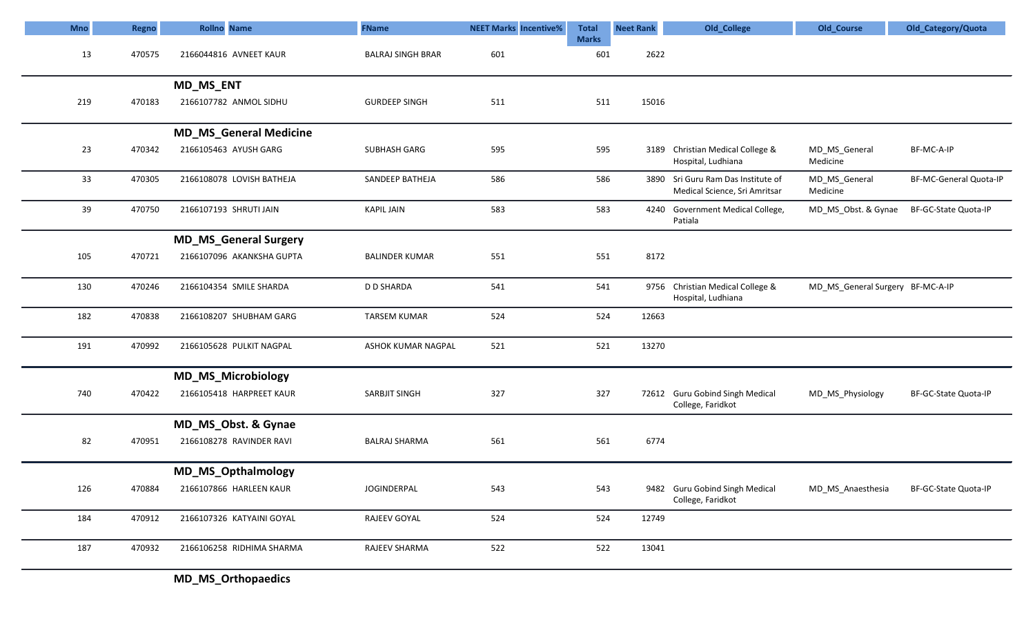| Mno | Regno | Rollno | Name | FName | NEET Marks | Incentive% | Total Marks | Neet Rank | Old_College | Old_Course | Old_Category/Quota |
|---|---|---|---|---|---|---|---|---|---|---|---|
| 13 | 470575 | 2166044816 | AVNEET KAUR | BALRAJ SINGH BRAR | 601 | | 601 | 2622 | | | |
| | | | **MD_MS_ENT** | | | | | | | | |
| 219 | 470183 | 2166107782 | ANMOL SIDHU | GURDEEP SINGH | 511 | | 511 | 15016 | | | |
| | | | **MD_MS_General Medicine** | | | | | | | | |
| 23 | 470342 | 2166105463 | AYUSH GARG | SUBHASH GARG | 595 | | 595 | 3189 | Christian Medical College & Hospital, Ludhiana | MD_MS_General Medicine | BF-MC-A-IP |
| 33 | 470305 | 2166108078 | LOVISH BATHEJA | SANDEEP BATHEJA | 586 | | 586 | 3890 | Sri Guru Ram Das Institute of Medical Science, Sri Amritsar | MD_MS_General Medicine | BF-MC-General Quota-IP |
| 39 | 470750 | 2166107193 | SHRUTI JAIN | KAPIL JAIN | 583 | | 583 | 4240 | Government Medical College, Patiala | MD_MS_Obst. & Gynae | BF-GC-State Quota-IP |
| | | | **MD_MS_General Surgery** | | | | | | | | |
| 105 | 470721 | 2166107096 | AKANKSHA GUPTA | BALINDER KUMAR | 551 | | 551 | 8172 | | | |
| 130 | 470246 | 2166104354 | SMILE SHARDA | D D SHARDA | 541 | | 541 | 9756 | Christian Medical College & Hospital, Ludhiana | MD_MS_General Surgery | BF-MC-A-IP |
| 182 | 470838 | 2166108207 | SHUBHAM GARG | TARSEM KUMAR | 524 | | 524 | 12663 | | | |
| 191 | 470992 | 2166105628 | PULKIT NAGPAL | ASHOK KUMAR NAGPAL | 521 | | 521 | 13270 | | | |
| | | | **MD_MS_Microbiology** | | | | | | | | |
| 740 | 470422 | 2166105418 | HARPREET KAUR | SARBJIT SINGH | 327 | | 327 | 72612 | Guru Gobind Singh Medical College, Faridkot | MD_MS_Physiology | BF-GC-State Quota-IP |
| | | | **MD_MS_Obst. & Gynae** | | | | | | | | |
| 82 | 470951 | 2166108278 | RAVINDER RAVI | BALRAJ SHARMA | 561 | | 561 | 6774 | | | |
| | | | **MD_MS_Opthalmology** | | | | | | | | |
| 126 | 470884 | 2166107866 | HARLEEN KAUR | JOGINDERPAL | 543 | | 543 | 9482 | Guru Gobind Singh Medical College, Faridkot | MD_MS_Anaesthesia | BF-GC-State Quota-IP |
| 184 | 470912 | 2166107326 | KATYAINI GOYAL | RAJEEV GOYAL | 524 | | 524 | 12749 | | | |
| 187 | 470932 | 2166106258 | RIDHIMA SHARMA | RAJEEV SHARMA | 522 | | 522 | 13041 | | | |
| | | | **MD_MS_Orthopaedics** | | | | | | | | |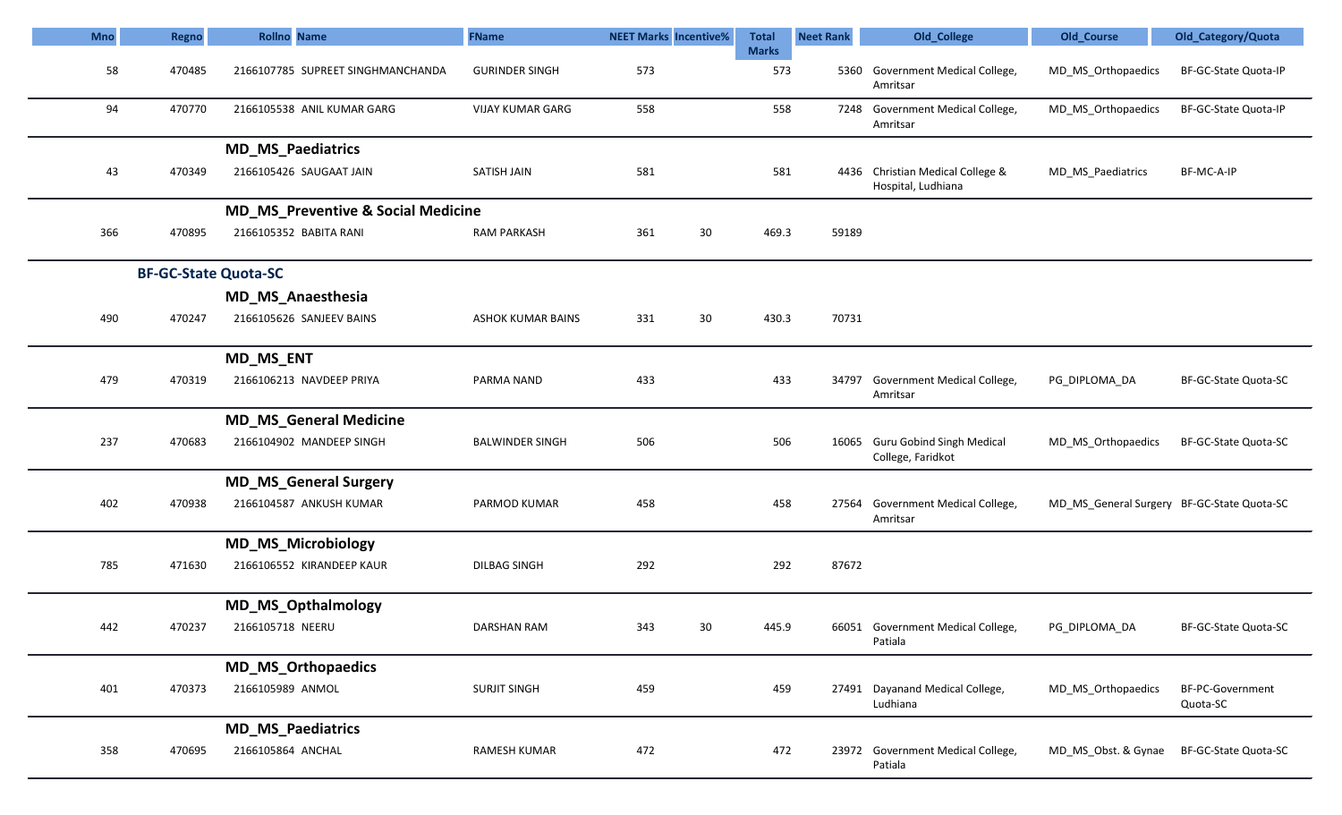| Mno | Regno | Rollno | Name | FName | NEET Marks | Incentive% | Total Marks | Neet Rank | Old_College | Old_Course | Old_Category/Quota |
|---|---|---|---|---|---|---|---|---|---|---|---|
| 58 | 470485 | 2166107785 | SUPREET SINGHMANCHANDA | GURINDER SINGH | 573 | | 573 | 5360 | Government Medical College, Amritsar | MD_MS_Orthopaedics | BF-GC-State Quota-IP |
| 94 | 470770 | 2166105538 | ANIL KUMAR GARG | VIJAY KUMAR GARG | 558 | | 558 | 7248 | Government Medical College, Amritsar | MD_MS_Orthopaedics | BF-GC-State Quota-IP |
| | | | **MD_MS_Paediatrics** | | | | | | | | |
| 43 | 470349 | 2166105426 | SAUGAAT JAIN | SATISH JAIN | 581 | | 581 | 4436 | Christian Medical College & Hospital, Ludhiana | MD_MS_Paediatrics | BF-MC-A-IP |
| | | | **MD_MS_Preventive & Social Medicine** | | | | | | | | |
| 366 | 470895 | 2166105352 | BABITA RANI | RAM PARKASH | 361 | 30 | 469.3 | 59189 | | | |
| | **BF-GC-State Quota-SC** | | | | | | | | | | |
| | | | **MD_MS_Anaesthesia** | | | | | | | | |
| 490 | 470247 | 2166105626 | SANJEEV BAINS | ASHOK KUMAR BAINS | 331 | 30 | 430.3 | 70731 | | | |
| | | | **MD_MS_ENT** | | | | | | | | |
| 479 | 470319 | 2166106213 | NAVDEEP PRIYA | PARMA NAND | 433 | | 433 | 34797 | Government Medical College, Amritsar | PG_DIPLOMA_DA | BF-GC-State Quota-SC |
| | | | **MD_MS_General Medicine** | | | | | | | | |
| 237 | 470683 | 2166104902 | MANDEEP SINGH | BALWINDER SINGH | 506 | | 506 | 16065 | Guru Gobind Singh Medical College, Faridkot | MD_MS_Orthopaedics | BF-GC-State Quota-SC |
| | | | **MD_MS_General Surgery** | | | | | | | | |
| 402 | 470938 | 2166104587 | ANKUSH KUMAR | PARMOD KUMAR | 458 | | 458 | 27564 | Government Medical College, Amritsar | MD_MS_General Surgery | BF-GC-State Quota-SC |
| | | | **MD_MS_Microbiology** | | | | | | | | |
| 785 | 471630 | 2166106552 | KIRANDEEP KAUR | DILBAG SINGH | 292 | | 292 | 87672 | | | |
| | | | **MD_MS_Opthalmology** | | | | | | | | |
| 442 | 470237 | 2166105718 | NEERU | DARSHAN RAM | 343 | 30 | 445.9 | 66051 | Government Medical College, Patiala | PG_DIPLOMA_DA | BF-GC-State Quota-SC |
| | | | **MD_MS_Orthopaedics** | | | | | | | | |
| 401 | 470373 | 2166105989 | ANMOL | SURJIT SINGH | 459 | | 459 | 27491 | Dayanand Medical College, Ludhiana | MD_MS_Orthopaedics | BF-PC-Government Quota-SC |
| | | | **MD_MS_Paediatrics** | | | | | | | | |
| 358 | 470695 | 2166105864 | ANCHAL | RAMESH KUMAR | 472 | | 472 | 23972 | Government Medical College, Patiala | MD_MS_Obst. & Gynae | BF-GC-State Quota-SC |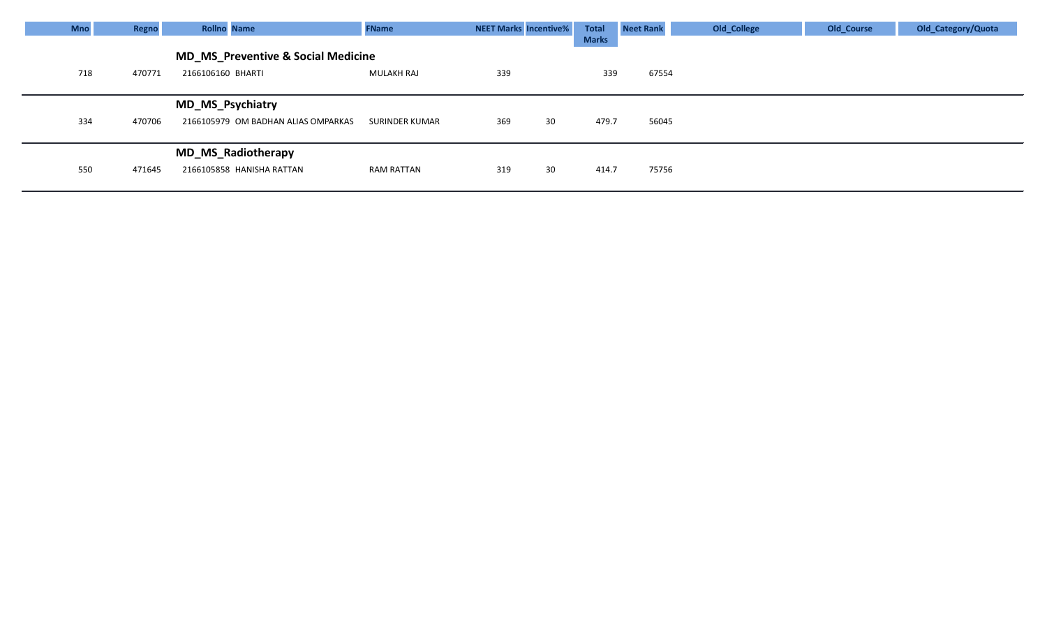| Mno | Regno | Rollno | Name | FName | NEET Marks | Incentive% | Total Marks | Neet Rank | Old_College | Old_Course | Old_Category/Quota |
|---|---|---|---|---|---|---|---|---|---|---|---|
| | | | **MD_MS_Preventive & Social Medicine** | | | | | | | | |
| 718 | 470771 | 2166106160 | BHARTI | MULAKH RAJ | 339 | | 339 | 67554 | | | |
| | | | **MD_MS_Psychiatry** | | | | | | | | |
| 334 | 470706 | 2166105979 | OM BADHAN ALIAS OMPARKAS | SURINDER KUMAR | 369 | 30 | 479.7 | 56045 | | | |
| | | | **MD_MS_Radiotherapy** | | | | | | | | |
| 550 | 471645 | 2166105858 | HANISHA RATTAN | RAM RATTAN | 319 | 30 | 414.7 | 75756 | | | |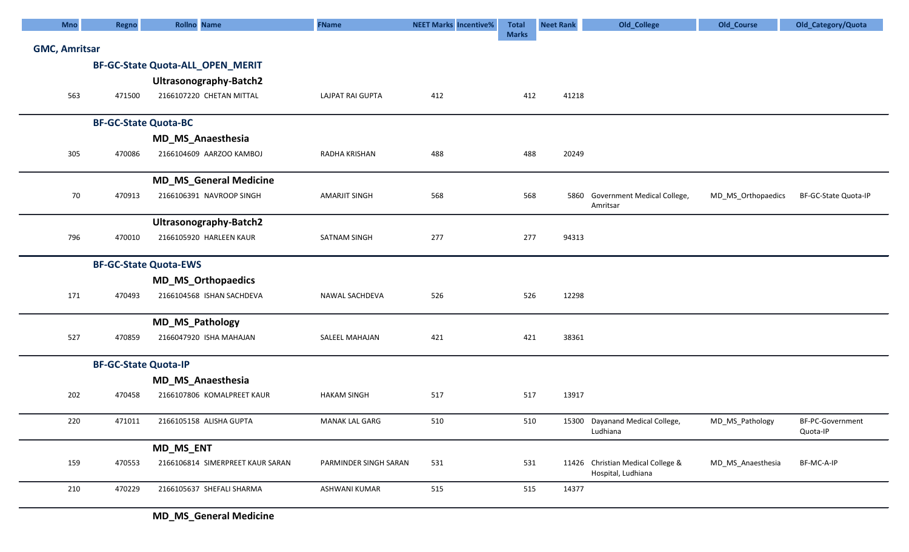| Mno | Regno | Rollno | Name | FName | NEET Marks | Incentive% | Total Marks | Neet Rank | Old_College | Old_Course | Old_Category/Quota |
|---|---|---|---|---|---|---|---|---|---|---|---|
| **GMC, Amritsar** | | | | | | | | | | | |
| | **BF-GC-State Quota-ALL_OPEN_MERIT** | | | | | | | | | | |
| | | **Ultrasonography-Batch2** | | | | | | | | | |
| 563 | 471500 | 2166107220 | CHETAN MITTAL | LAJPAT RAI GUPTA | 412 | | 412 | 41218 | | | |
| | **BF-GC-State Quota-BC** | | | | | | | | | | |
| | | **MD_MS_Anaesthesia** | | | | | | | | | |
| 305 | 470086 | 2166104609 | AARZOO KAMBOJ | RADHA KRISHAN | 488 | | 488 | 20249 | | | |
| | | **MD_MS_General Medicine** | | | | | | | | | |
| 70 | 470913 | 2166106391 | NAVROOP SINGH | AMARJIT SINGH | 568 | | 568 | 5860 | Government Medical College, Amritsar | MD_MS_Orthopaedics | BF-GC-State Quota-IP |
| | | **Ultrasonography-Batch2** | | | | | | | | | |
| 796 | 470010 | 2166105920 | HARLEEN KAUR | SATNAM SINGH | 277 | | 277 | 94313 | | | |
| | **BF-GC-State Quota-EWS** | | | | | | | | | | |
| | | **MD_MS_Orthopaedics** | | | | | | | | | |
| 171 | 470493 | 2166104568 | ISHAN SACHDEVA | NAWAL SACHDEVA | 526 | | 526 | 12298 | | | |
| | | **MD_MS_Pathology** | | | | | | | | | |
| 527 | 470859 | 2166047920 | ISHA MAHAJAN | SALEEL MAHAJAN | 421 | | 421 | 38361 | | | |
| | **BF-GC-State Quota-IP** | | | | | | | | | | |
| | | **MD_MS_Anaesthesia** | | | | | | | | | |
| 202 | 470458 | 2166107806 | KOMALPREET KAUR | HAKAM SINGH | 517 | | 517 | 13917 | | | |
| 220 | 471011 | 2166105158 | ALISHA GUPTA | MANAK LAL GARG | 510 | | 510 | 15300 | Dayanand Medical College, Ludhiana | MD_MS_Pathology | BF-PC-Government Quota-IP |
| | | **MD_MS_ENT** | | | | | | | | | |
| 159 | 470553 | 2166106814 | SIMERPREET KAUR SARAN | PARMINDER SINGH SARAN | 531 | | 531 | 11426 | Christian Medical College & Hospital, Ludhiana | MD_MS_Anaesthesia | BF-MC-A-IP |
| 210 | 470229 | 2166105637 | SHEFALI SHARMA | ASHWANI KUMAR | 515 | | 515 | 14377 | | | |
| | | **MD_MS_General Medicine** | | | | | | | | | |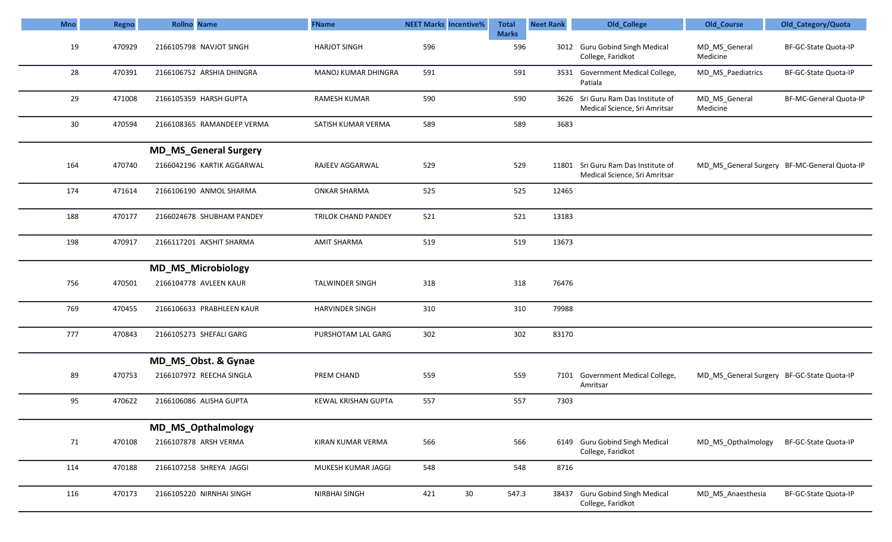| Mno | Regno | Rollno | Name | FName | NEET Marks | Incentive% | Total Marks | Neet Rank | Old_College | Old_Course | Old_Category/Quota |
|---|---|---|---|---|---|---|---|---|---|---|---|
| 19 | 470929 | 2166105798 | NAVJOT SINGH | HARJOT SINGH | 596 | | 596 | 3012 | Guru Gobind Singh Medical College, Faridkot | MD_MS_General Medicine | BF-GC-State Quota-IP |
| 28 | 470391 | 2166106752 | ARSHIA DHINGRA | MANOJ KUMAR DHINGRA | 591 | | 591 | 3531 | Government Medical College, Patiala | MD_MS_Paediatrics | BF-GC-State Quota-IP |
| 29 | 471008 | 2166105359 | HARSH GUPTA | RAMESH KUMAR | 590 | | 590 | 3626 | Sri Guru Ram Das Institute of Medical Science, Sri Amritsar | MD_MS_General Medicine | BF-MC-General Quota-IP |
| 30 | 470594 | 2166108365 | RAMANDEEP VERMA | SATISH KUMAR VERMA | 589 | | 589 | 3683 | | | |
| | | | **MD_MS_General Surgery** | | | | | | | | |
| 164 | 470740 | 2166042196 | KARTIK AGGARWAL | RAJEEV AGGARWAL | 529 | | 529 | 11801 | Sri Guru Ram Das Institute of Medical Science, Sri Amritsar | MD_MS_General Surgery | BF-MC-General Quota-IP |
| 174 | 471614 | 2166106190 | ANMOL SHARMA | ONKAR SHARMA | 525 | | 525 | 12465 | | | |
| 188 | 470177 | 2166024678 | SHUBHAM PANDEY | TRILOK CHAND PANDEY | 521 | | 521 | 13183 | | | |
| 198 | 470917 | 2166117201 | AKSHIT SHARMA | AMIT SHARMA | 519 | | 519 | 13673 | | | |
| | | | **MD_MS_Microbiology** | | | | | | | | |
| 756 | 470501 | 2166104778 | AVLEEN KAUR | TALWINDER SINGH | 318 | | 318 | 76476 | | | |
| 769 | 470455 | 2166106633 | PRABHLEEN KAUR | HARVINDER SINGH | 310 | | 310 | 79988 | | | |
| 777 | 470843 | 2166105273 | SHEFALI GARG | PURSHOTAM LAL GARG | 302 | | 302 | 83170 | | | |
| | | | **MD_MS_Obst. & Gynae** | | | | | | | | |
| 89 | 470753 | 2166107972 | REECHA SINGLA | PREM CHAND | 559 | | 559 | 7101 | Government Medical College, Amritsar | MD_MS_General Surgery | BF-GC-State Quota-IP |
| 95 | 470622 | 2166106086 | ALISHA GUPTA | KEWAL KRISHAN GUPTA | 557 | | 557 | 7303 | | | |
| | | | **MD_MS_Opthalmology** | | | | | | | | |
| 71 | 470108 | 2166107878 | ARSH VERMA | KIRAN KUMAR VERMA | 566 | | 566 | 6149 | Guru Gobind Singh Medical College, Faridkot | MD_MS_Opthalmology | BF-GC-State Quota-IP |
| 114 | 470188 | 2166107258 | SHREYA JAGGI | MUKESH KUMAR JAGGI | 548 | | 548 | 8716 | | | |
| 116 | 470173 | 2166105220 | NIRNHAI SINGH | NIRBHAI SINGH | 421 | 30 | 547.3 | 38437 | Guru Gobind Singh Medical College, Faridkot | MD_MS_Anaesthesia | BF-GC-State Quota-IP |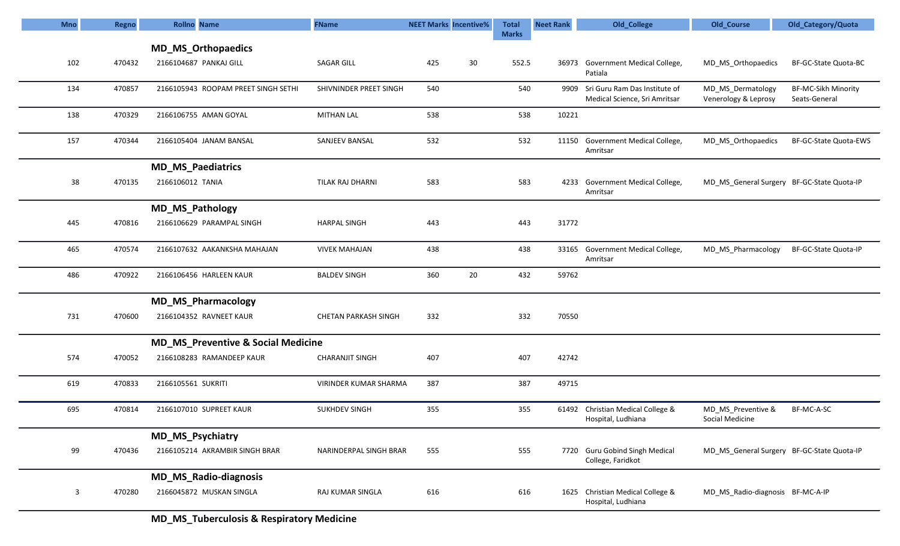| Mno | Regno | Rollno | Name | FName | NEET Marks | Incentive% | Total Marks | Neet Rank | Old_College | Old_Course | Old_Category/Quota |
|---|---|---|---|---|---|---|---|---|---|---|---|
| | | **MD_MS_Orthopaedics** | | | | | | | | | |
| 102 | 470432 | 2166104687 | PANKAJ GILL | SAGAR GILL | 425 | 30 | 552.5 | 36973 | Government Medical College, Patiala | MD_MS_Orthopaedics | BF-GC-State Quota-BC |
| 134 | 470857 | 2166105943 | ROOPAM PREET SINGH SETHI | SHIVNINDER PREET SINGH | 540 | | 540 | 9909 | Sri Guru Ram Das Institute of Medical Science, Sri Amritsar | MD_MS_Dermatology Venerology & Leprosy | BF-MC-Sikh Minority Seats-General |
| 138 | 470329 | 2166106755 | AMAN GOYAL | MITHAN LAL | 538 | | 538 | 10221 | | | |
| 157 | 470344 | 2166105404 | JANAM BANSAL | SANJEEV BANSAL | 532 | | 532 | 11150 | Government Medical College, Amritsar | MD_MS_Orthopaedics | BF-GC-State Quota-EWS |
| | | **MD_MS_Paediatrics** | | | | | | | | | |
| 38 | 470135 | 2166106012 | TANIA | TILAK RAJ DHARNI | 583 | | 583 | 4233 | Government Medical College, Amritsar | MD_MS_General Surgery | BF-GC-State Quota-IP |
| | | **MD_MS_Pathology** | | | | | | | | | |
| 445 | 470816 | 2166106629 | PARAMPAL SINGH | HARPAL SINGH | 443 | | 443 | 31772 | | | |
| 465 | 470574 | 2166107632 | AAKANKSHA MAHAJAN | VIVEK MAHAJAN | 438 | | 438 | 33165 | Government Medical College, Amritsar | MD_MS_Pharmacology | BF-GC-State Quota-IP |
| 486 | 470922 | 2166106456 | HARLEEN KAUR | BALDEV SINGH | 360 | 20 | 432 | 59762 | | | |
| | | **MD_MS_Pharmacology** | | | | | | | | | |
| 731 | 470600 | 2166104352 | RAVNEET KAUR | CHETAN PARKASH SINGH | 332 | | 332 | 70550 | | | |
| | | **MD_MS_Preventive & Social Medicine** | | | | | | | | | |
| 574 | 470052 | 2166108283 | RAMANDEEP KAUR | CHARANJIT SINGH | 407 | | 407 | 42742 | | | |
| 619 | 470833 | 2166105561 | SUKRITI | VIRINDER KUMAR SHARMA | 387 | | 387 | 49715 | | | |
| 695 | 470814 | 2166107010 | SUPREET KAUR | SUKHDEV SINGH | 355 | | 355 | 61492 | Christian Medical College & Hospital, Ludhiana | MD_MS_Preventive & Social Medicine | BF-MC-A-SC |
| | | **MD_MS_Psychiatry** | | | | | | | | | |
| 99 | 470436 | 2166105214 | AKRAMBIR SINGH BRAR | NARINDERPAL SINGH BRAR | 555 | | 555 | 7720 | Guru Gobind Singh Medical College, Faridkot | MD_MS_General Surgery | BF-GC-State Quota-IP |
| | | **MD_MS_Radio-diagnosis** | | | | | | | | | |
| 3 | 470280 | 2166045872 | MUSKAN SINGLA | RAJ KUMAR SINGLA | 616 | | 616 | 1625 | Christian Medical College & Hospital, Ludhiana | MD_MS_Radio-diagnosis | BF-MC-A-IP |
| | | **MD_MS_Tuberculosis & Respiratory Medicine** | | | | | | | | | |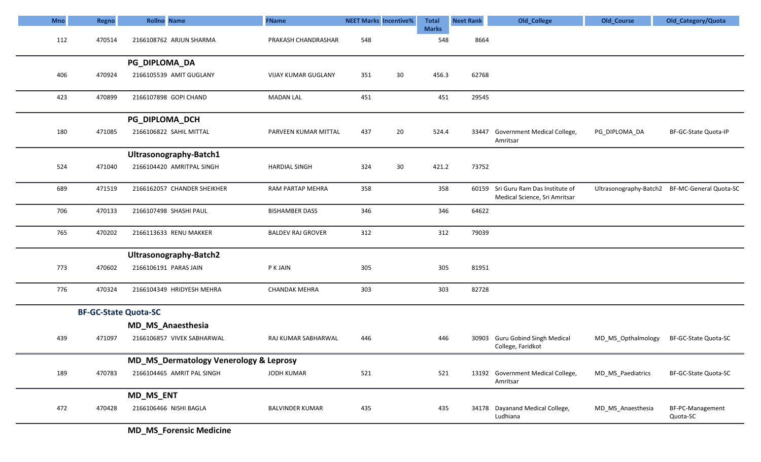| Mno | Regno | Rollno | Name | FName | NEET Marks | Incentive% | Total Marks | Neet Rank | Old_College | Old_Course | Old_Category/Quota |
|---|---|---|---|---|---|---|---|---|---|---|---|
| 112 | 470514 | 2166108762 | ARJUN SHARMA | PRAKASH CHANDRASHAR | 548 | | 548 | 8664 | | | |
| | | | **PG_DIPLOMA_DA** | | | | | | | | |
| 406 | 470924 | 2166105539 | AMIT GUGLANY | VIJAY KUMAR GUGLANY | 351 | 30 | 456.3 | 62768 | | | |
| 423 | 470899 | 2166107898 | GOPI CHAND | MADAN LAL | 451 | | 451 | 29545 | | | |
| | | | **PG_DIPLOMA_DCH** | | | | | | | | |
| 180 | 471085 | 2166106822 | SAHIL MITTAL | PARVEEN KUMAR MITTAL | 437 | 20 | 524.4 | 33447 | Government Medical College, Amritsar | PG_DIPLOMA_DA | BF-GC-State Quota-IP |
| | | | **Ultrasonography-Batch1** | | | | | | | | |
| 524 | 471040 | 2166104420 | AMRITPAL SINGH | HARDIAL SINGH | 324 | 30 | 421.2 | 73752 | | | |
| 689 | 471519 | 2166162057 | CHANDER SHEIKHER | RAM PARTAP MEHRA | 358 | | 358 | 60159 | Sri Guru Ram Das Institute of Medical Science, Sri Amritsar | Ultrasonography-Batch2 | BF-MC-General Quota-SC |
| 706 | 470133 | 2166107498 | SHASHI PAUL | BISHAMBER DASS | 346 | | 346 | 64622 | | | |
| 765 | 470202 | 2166113633 | RENU MAKKER | BALDEV RAJ GROVER | 312 | | 312 | 79039 | | | |
| | | | **Ultrasonography-Batch2** | | | | | | | | |
| 773 | 470602 | 2166106191 | PARAS JAIN | P K JAIN | 305 | | 305 | 81951 | | | |
| 776 | 470324 | 2166104349 | HRIDYESH MEHRA | CHANDAK MEHRA | 303 | | 303 | 82728 | | | |
| | **BF-GC-State Quota-SC** | | | | | | | | | | |
| | | | **MD_MS_Anaesthesia** | | | | | | | | |
| 439 | 471097 | 2166106857 | VIVEK SABHARWAL | RAJ KUMAR SABHARWAL | 446 | | 446 | 30903 | Guru Gobind Singh Medical College, Faridkot | MD_MS_Opthalmology | BF-GC-State Quota-SC |
| | | | **MD_MS_Dermatology Venerology & Leprosy** | | | | | | | | |
| 189 | 470783 | 2166104465 | AMRIT PAL SINGH | JODH KUMAR | 521 | | 521 | 13192 | Government Medical College, Amritsar | MD_MS_Paediatrics | BF-GC-State Quota-SC |
| | | | **MD_MS_ENT** | | | | | | | | |
| 472 | 470428 | 2166106466 | NISHI BAGLA | BALVINDER KUMAR | 435 | | 435 | 34178 | Dayanand Medical College, Ludhiana | MD_MS_Anaesthesia | BF-PC-Management Quota-SC |
| | | | **MD_MS_Forensic Medicine** | | | | | | | | |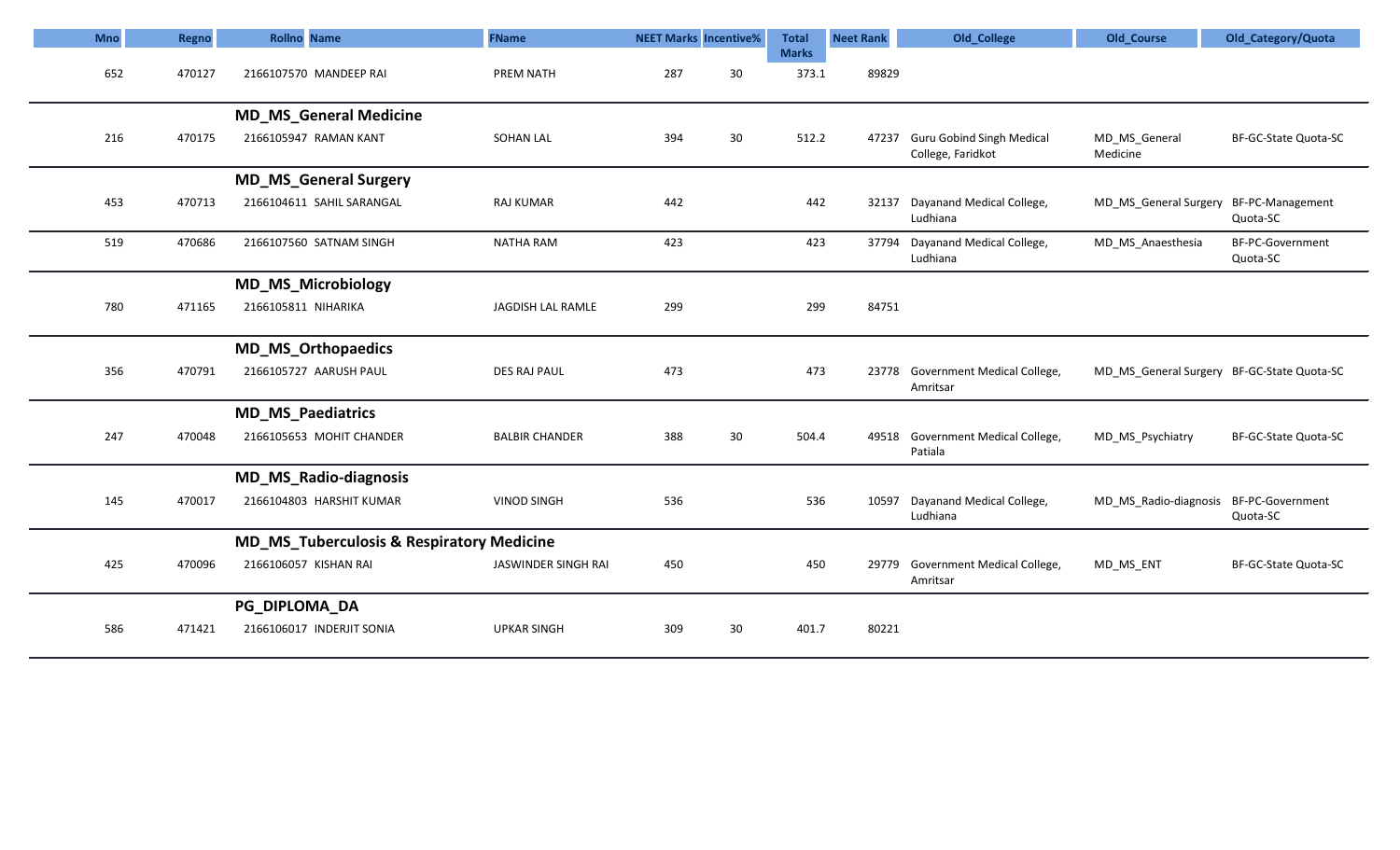| Mno | Regno | Rollno | Name | FName | NEET Marks | Incentive% | Total Marks | Neet Rank | Old_College | Old_Course | Old_Category/Quota |
|---|---|---|---|---|---|---|---|---|---|---|---|
| 652 | 470127 | 2166107570 | MANDEEP RAI | PREM NATH | 287 | 30 | 373.1 | 89829 | | | |
| | | | **MD_MS_General Medicine** | | | | | | | | |
| 216 | 470175 | 2166105947 | RAMAN KANT | SOHAN LAL | 394 | 30 | 512.2 | 47237 | Guru Gobind Singh Medical College, Faridkot | MD_MS_General Medicine | BF-GC-State Quota-SC |
| | | | **MD_MS_General Surgery** | | | | | | | | |
| 453 | 470713 | 2166104611 | SAHIL SARANGAL | RAJ KUMAR | 442 | | 442 | 32137 | Dayanand Medical College, Ludhiana | MD_MS_General Surgery | BF-PC-Management Quota-SC |
| 519 | 470686 | 2166107560 | SATNAM SINGH | NATHA RAM | 423 | | 423 | 37794 | Dayanand Medical College, Ludhiana | MD_MS_Anaesthesia | BF-PC-Government Quota-SC |
| | | | **MD_MS_Microbiology** | | | | | | | | |
| 780 | 471165 | 2166105811 | NIHARIKA | JAGDISH LAL RAMLE | 299 | | 299 | 84751 | | | |
| | | | **MD_MS_Orthopaedics** | | | | | | | | |
| 356 | 470791 | 2166105727 | AARUSH PAUL | DES RAJ PAUL | 473 | | 473 | 23778 | Government Medical College, Amritsar | MD_MS_General Surgery | BF-GC-State Quota-SC |
| | | | **MD_MS_Paediatrics** | | | | | | | | |
| 247 | 470048 | 2166105653 | MOHIT CHANDER | BALBIR CHANDER | 388 | 30 | 504.4 | 49518 | Government Medical College, Patiala | MD_MS_Psychiatry | BF-GC-State Quota-SC |
| | | | **MD_MS_Radio-diagnosis** | | | | | | | | |
| 145 | 470017 | 2166104803 | HARSHIT KUMAR | VINOD SINGH | 536 | | 536 | 10597 | Dayanand Medical College, Ludhiana | MD_MS_Radio-diagnosis | BF-PC-Government Quota-SC |
| | | | **MD_MS_Tuberculosis & Respiratory Medicine** | | | | | | | | |
| 425 | 470096 | 2166106057 | KISHAN RAI | JASWINDER SINGH RAI | 450 | | 450 | 29779 | Government Medical College, Amritsar | MD_MS_ENT | BF-GC-State Quota-SC |
| | | | **PG_DIPLOMA_DA** | | | | | | | | |
| 586 | 471421 | 2166106017 | INDERJIT SONIA | UPKAR SINGH | 309 | 30 | 401.7 | 80221 | | | |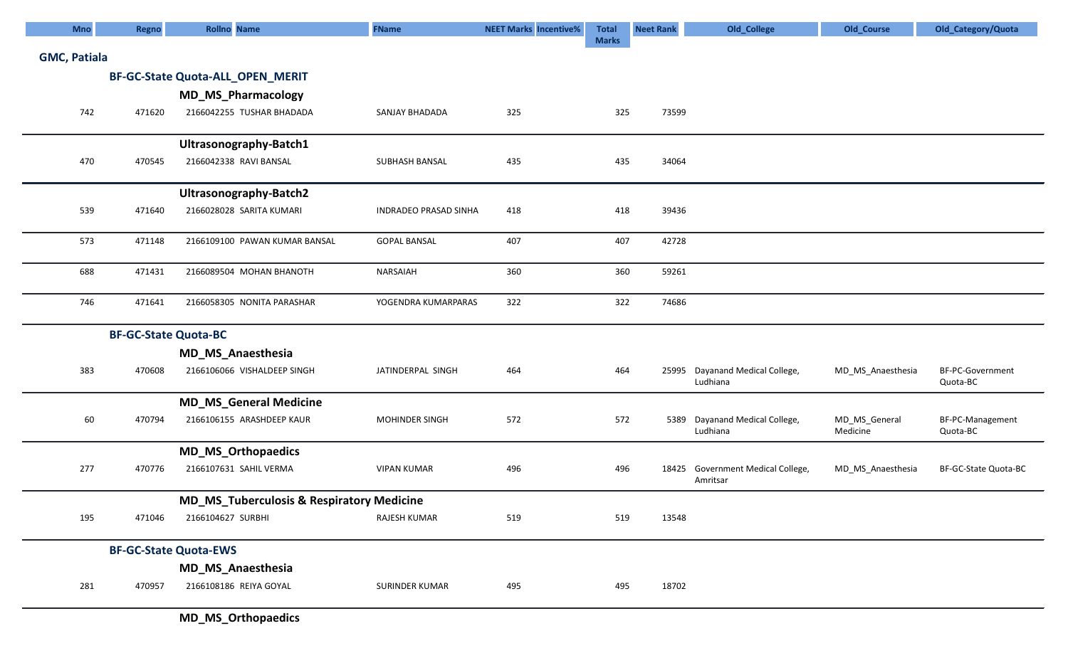| Mno | Regno | Rollno | Name | FName | NEET Marks | Incentive% | Total Marks | Neet Rank | Old_College | Old_Course | Old_Category/Quota |
|---|---|---|---|---|---|---|---|---|---|---|---|

## GMC, Patiala

### BF-GC-State Quota-ALL_OPEN_MERIT

#### MD_MS_Pharmacology

| Mno | Regno | Rollno | Name | FName | NEET Marks | Incentive% | Total Marks | Neet Rank | Old_College | Old_Course | Old_Category/Quota |
|---|---|---|---|---|---|---|---|---|---|---|---|
| 742 | 471620 | 2166042255 | TUSHAR BHADADA | SANJAY BHADADA | 325 | | 325 | 73599 | | | |

#### Ultrasonography-Batch1

| Mno | Regno | Rollno | Name | FName | NEET Marks | Incentive% | Total Marks | Neet Rank | Old_College | Old_Course | Old_Category/Quota |
|---|---|---|---|---|---|---|---|---|---|---|---|
| 470 | 470545 | 2166042338 | RAVI BANSAL | SUBHASH BANSAL | 435 | | 435 | 34064 | | | |

#### Ultrasonography-Batch2

| Mno | Regno | Rollno | Name | FName | NEET Marks | Incentive% | Total Marks | Neet Rank | Old_College | Old_Course | Old_Category/Quota |
|---|---|---|---|---|---|---|---|---|---|---|---|
| 539 | 471640 | 2166028028 | SARITA KUMARI | INDRADEO PRASAD SINHA | 418 | | 418 | 39436 | | | |
| 573 | 471148 | 2166109100 | PAWAN KUMAR BANSAL | GOPAL BANSAL | 407 | | 407 | 42728 | | | |
| 688 | 471431 | 2166089504 | MOHAN BHANOTH | NARSAIAH | 360 | | 360 | 59261 | | | |
| 746 | 471641 | 2166058305 | NONITA PARASHAR | YOGENDRA KUMARPARAS | 322 | | 322 | 74686 | | | |

### BF-GC-State Quota-BC

#### MD_MS_Anaesthesia

| Mno | Regno | Rollno | Name | FName | NEET Marks | Incentive% | Total Marks | Neet Rank | Old_College | Old_Course | Old_Category/Quota |
|---|---|---|---|---|---|---|---|---|---|---|---|
| 383 | 470608 | 2166106066 | VISHALDEEP SINGH | JATINDERPAL SINGH | 464 | | 464 | 25995 | Dayanand Medical College, Ludhiana | MD_MS_Anaesthesia | BF-PC-Government Quota-BC |

#### MD_MS_General Medicine

| Mno | Regno | Rollno | Name | FName | NEET Marks | Incentive% | Total Marks | Neet Rank | Old_College | Old_Course | Old_Category/Quota |
|---|---|---|---|---|---|---|---|---|---|---|---|
| 60 | 470794 | 2166106155 | ARASHDEEP KAUR | MOHINDER SINGH | 572 | | 572 | 5389 | Dayanand Medical College, Ludhiana | MD_MS_General Medicine | BF-PC-Management Quota-BC |

#### MD_MS_Orthopaedics

| Mno | Regno | Rollno | Name | FName | NEET Marks | Incentive% | Total Marks | Neet Rank | Old_College | Old_Course | Old_Category/Quota |
|---|---|---|---|---|---|---|---|---|---|---|---|
| 277 | 470776 | 2166107631 | SAHIL VERMA | VIPAN KUMAR | 496 | | 496 | 18425 | Government Medical College, Amritsar | MD_MS_Anaesthesia | BF-GC-State Quota-BC |

#### MD_MS_Tuberculosis & Respiratory Medicine

| Mno | Regno | Rollno | Name | FName | NEET Marks | Incentive% | Total Marks | Neet Rank | Old_College | Old_Course | Old_Category/Quota |
|---|---|---|---|---|---|---|---|---|---|---|---|
| 195 | 471046 | 2166104627 | SURBHI | RAJESH KUMAR | 519 | | 519 | 13548 | | | |

### BF-GC-State Quota-EWS

#### MD_MS_Anaesthesia

| Mno | Regno | Rollno | Name | FName | NEET Marks | Incentive% | Total Marks | Neet Rank | Old_College | Old_Course | Old_Category/Quota |
|---|---|---|---|---|---|---|---|---|---|---|---|
| 281 | 470957 | 2166108186 | REIYA GOYAL | SURINDER KUMAR | 495 | | 495 | 18702 | | | |

#### MD_MS_Orthopaedics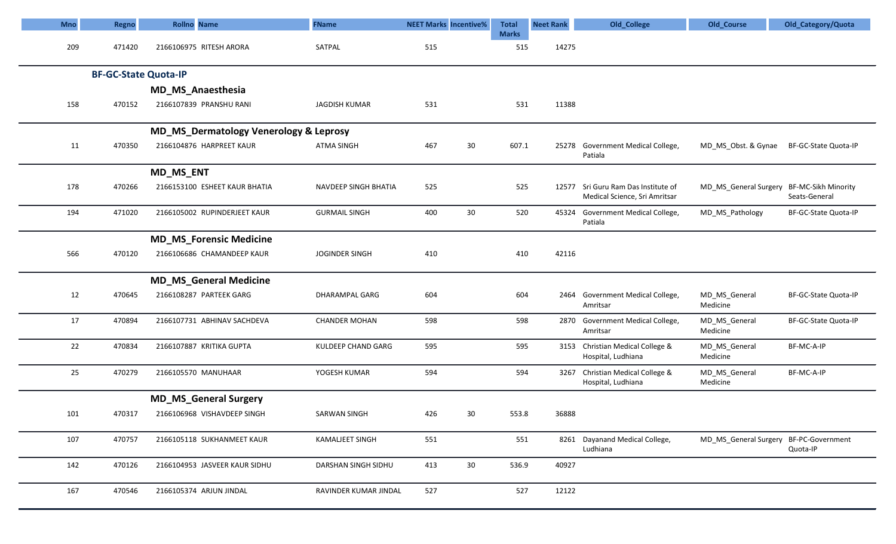| Mno | Regno | Rollno | Name | FName | NEET Marks | Incentive% | Total Marks | Neet Rank | Old_College | Old_Course | Old_Category/Quota |
|---|---|---|---|---|---|---|---|---|---|---|---|
| 209 | 471420 | 2166106975 | RITESH ARORA | SATPAL | 515 | | 515 | 14275 | | | |
| **BF-GC-State Quota-IP** | | | | | | | | | | | |
| | | **MD_MS_Anaesthesia** | | | | | | | | | |
| 158 | 470152 | 2166107839 | PRANSHU RANI | JAGDISH KUMAR | 531 | | 531 | 11388 | | | |
| | | **MD_MS_Dermatology Venerology & Leprosy** | | | | | | | | | |
| 11 | 470350 | 2166104876 | HARPREET KAUR | ATMA SINGH | 467 | 30 | 607.1 | 25278 | Government Medical College, Patiala | MD_MS_Obst. & Gynae | BF-GC-State Quota-IP |
| | | **MD_MS_ENT** | | | | | | | | | |
| 178 | 470266 | 2166153100 | ESHEET KAUR BHATIA | NAVDEEP SINGH BHATIA | 525 | | 525 | 12577 | Sri Guru Ram Das Institute of Medical Science, Sri Amritsar | MD_MS_General Surgery | BF-MC-Sikh Minority Seats-General |
| 194 | 471020 | 2166105002 | RUPINDERJEET KAUR | GURMAIL SINGH | 400 | 30 | 520 | 45324 | Government Medical College, Patiala | MD_MS_Pathology | BF-GC-State Quota-IP |
| | | **MD_MS_Forensic Medicine** | | | | | | | | | |
| 566 | 470120 | 2166106686 | CHAMANDEEP KAUR | JOGINDER SINGH | 410 | | 410 | 42116 | | | |
| | | **MD_MS_General Medicine** | | | | | | | | | |
| 12 | 470645 | 2166108287 | PARTEEK GARG | DHARAMPAL GARG | 604 | | 604 | 2464 | Government Medical College, Amritsar | MD_MS_General Medicine | BF-GC-State Quota-IP |
| 17 | 470894 | 2166107731 | ABHINAV SACHDEVA | CHANDER MOHAN | 598 | | 598 | 2870 | Government Medical College, Amritsar | MD_MS_General Medicine | BF-GC-State Quota-IP |
| 22 | 470834 | 2166107887 | KRITIKA GUPTA | KULDEEP CHAND GARG | 595 | | 595 | 3153 | Christian Medical College & Hospital, Ludhiana | MD_MS_General Medicine | BF-MC-A-IP |
| 25 | 470279 | 2166105570 | MANUHAAR | YOGESH KUMAR | 594 | | 594 | 3267 | Christian Medical College & Hospital, Ludhiana | MD_MS_General Medicine | BF-MC-A-IP |
| | | **MD_MS_General Surgery** | | | | | | | | | |
| 101 | 470317 | 2166106968 | VISHAVDEEP SINGH | SARWAN SINGH | 426 | 30 | 553.8 | 36888 | | | |
| 107 | 470757 | 2166105118 | SUKHANMEET KAUR | KAMALJEET SINGH | 551 | | 551 | 8261 | Dayanand Medical College, Ludhiana | MD_MS_General Surgery | BF-PC-Government Quota-IP |
| 142 | 470126 | 2166104953 | JASVEER KAUR SIDHU | DARSHAN SINGH SIDHU | 413 | 30 | 536.9 | 40927 | | | |
| 167 | 470546 | 2166105374 | ARJUN JINDAL | RAVINDER KUMAR JINDAL | 527 | | 527 | 12122 | | | |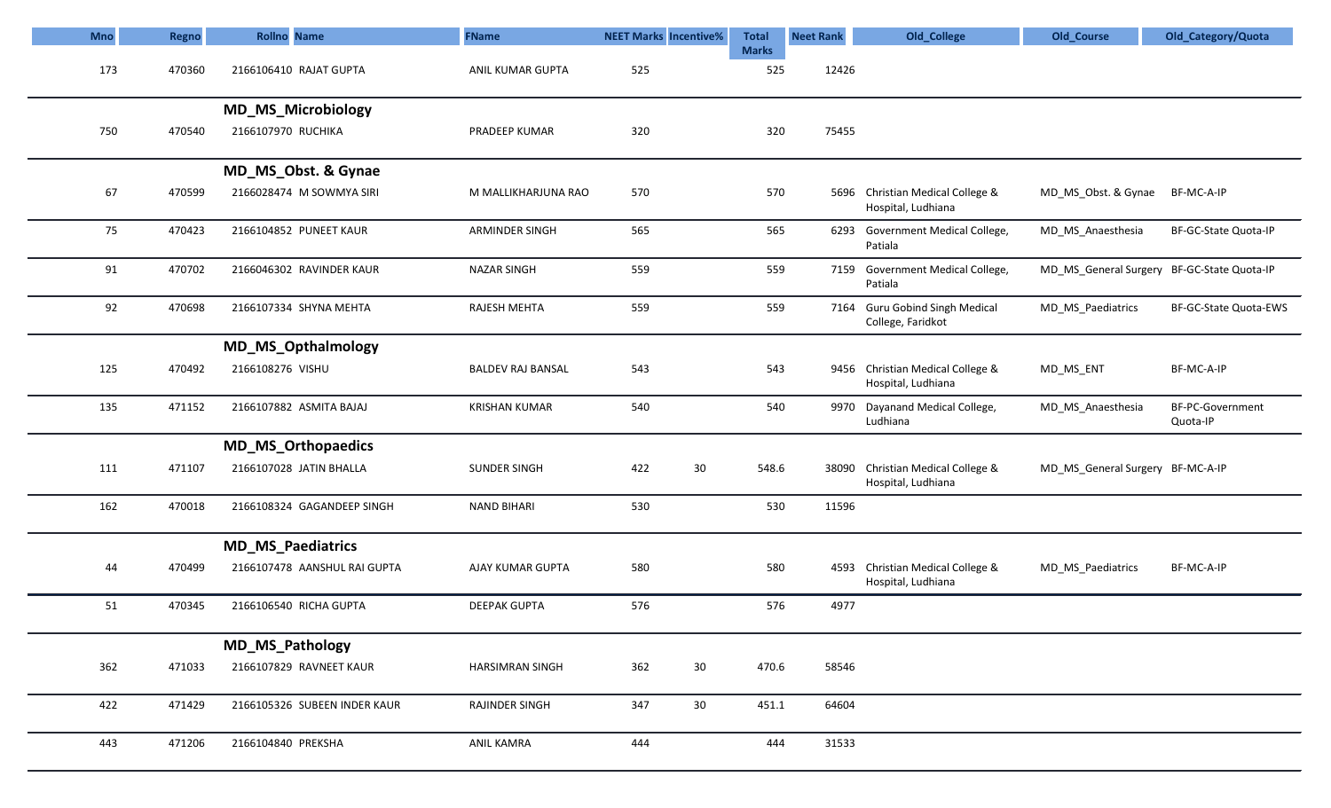| Mno | Regno | Rollno | Name | FName | NEET Marks | Incentive% | Total Marks | Neet Rank | Old_College | Old_Course | Old_Category/Quota |
|---|---|---|---|---|---|---|---|---|---|---|---|
| 173 | 470360 | 2166106410 | RAJAT GUPTA | ANIL KUMAR GUPTA | 525 | | 525 | 12426 | | | |
| | | | **MD_MS_Microbiology** | | | | | | | | |
| 750 | 470540 | 2166107970 | RUCHIKA | PRADEEP KUMAR | 320 | | 320 | 75455 | | | |
| | | | **MD_MS_Obst. & Gynae** | | | | | | | | |
| 67 | 470599 | 2166028474 | M SOWMYA SIRI | M MALLIKHARJUNA RAO | 570 | | 570 | 5696 | Christian Medical College & Hospital, Ludhiana | MD_MS_Obst. & Gynae | BF-MC-A-IP |
| 75 | 470423 | 2166104852 | PUNEET KAUR | ARMINDER SINGH | 565 | | 565 | 6293 | Government Medical College, Patiala | MD_MS_Anaesthesia | BF-GC-State Quota-IP |
| 91 | 470702 | 2166046302 | RAVINDER KAUR | NAZAR SINGH | 559 | | 559 | 7159 | Government Medical College, Patiala | MD_MS_General Surgery | BF-GC-State Quota-IP |
| 92 | 470698 | 2166107334 | SHYNA MEHTA | RAJESH MEHTA | 559 | | 559 | 7164 | Guru Gobind Singh Medical College, Faridkot | MD_MS_Paediatrics | BF-GC-State Quota-EWS |
| | | | **MD_MS_Opthalmology** | | | | | | | | |
| 125 | 470492 | 2166108276 | VISHU | BALDEV RAJ BANSAL | 543 | | 543 | 9456 | Christian Medical College & Hospital, Ludhiana | MD_MS_ENT | BF-MC-A-IP |
| 135 | 471152 | 2166107882 | ASMITA BAJAJ | KRISHAN KUMAR | 540 | | 540 | 9970 | Dayanand Medical College, Ludhiana | MD_MS_Anaesthesia | BF-PC-Government Quota-IP |
| | | | **MD_MS_Orthopaedics** | | | | | | | | |
| 111 | 471107 | 2166107028 | JATIN BHALLA | SUNDER SINGH | 422 | 30 | 548.6 | 38090 | Christian Medical College & Hospital, Ludhiana | MD_MS_General Surgery | BF-MC-A-IP |
| 162 | 470018 | 2166108324 | GAGANDEEP SINGH | NAND BIHARI | 530 | | 530 | 11596 | | | |
| | | | **MD_MS_Paediatrics** | | | | | | | | |
| 44 | 470499 | 2166107478 | AANSHUL RAI GUPTA | AJAY KUMAR GUPTA | 580 | | 580 | 4593 | Christian Medical College & Hospital, Ludhiana | MD_MS_Paediatrics | BF-MC-A-IP |
| 51 | 470345 | 2166106540 | RICHA GUPTA | DEEPAK GUPTA | 576 | | 576 | 4977 | | | |
| | | | **MD_MS_Pathology** | | | | | | | | |
| 362 | 471033 | 2166107829 | RAVNEET KAUR | HARSIMRAN SINGH | 362 | 30 | 470.6 | 58546 | | | |
| 422 | 471429 | 2166105326 | SUBEEN INDER KAUR | RAJINDER SINGH | 347 | 30 | 451.1 | 64604 | | | |
| 443 | 471206 | 2166104840 | PREKSHA | ANIL KAMRA | 444 | | 444 | 31533 | | | |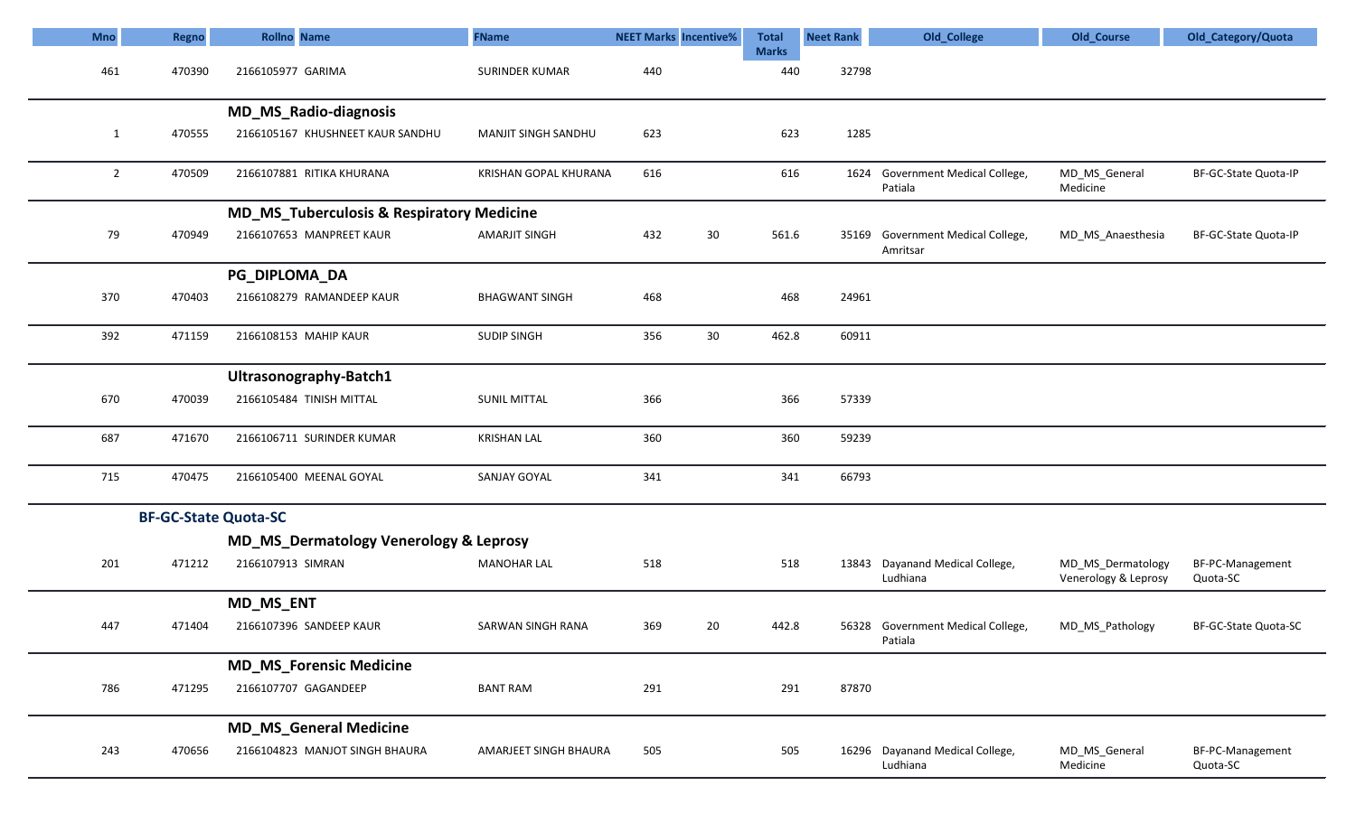| Mno | Regno | Rollno | Name | FName | NEET Marks | Incentive% | Total Marks | Neet Rank | Old_College | Old_Course | Old_Category/Quota |
|---|---|---|---|---|---|---|---|---|---|---|---|
| 461 | 470390 | 2166105977 | GARIMA | SURINDER KUMAR | 440 | | 440 | 32798 | | | |
| | | | **MD_MS_Radio-diagnosis** | | | | | | | | |
| 1 | 470555 | 2166105167 | KHUSHNEET KAUR SANDHU | MANJIT SINGH SANDHU | 623 | | 623 | 1285 | | | |
| 2 | 470509 | 2166107881 | RITIKA KHURANA | KRISHAN GOPAL KHURANA | 616 | | 616 | 1624 | Government Medical College, Patiala | MD_MS_General Medicine | BF-GC-State Quota-IP |
| | | | **MD_MS_Tuberculosis & Respiratory Medicine** | | | | | | | | |
| 79 | 470949 | 2166107653 | MANPREET KAUR | AMARJIT SINGH | 432 | 30 | 561.6 | 35169 | Government Medical College, Amritsar | MD_MS_Anaesthesia | BF-GC-State Quota-IP |
| | | | **PG_DIPLOMA_DA** | | | | | | | | |
| 370 | 470403 | 2166108279 | RAMANDEEP KAUR | BHAGWANT SINGH | 468 | | 468 | 24961 | | | |
| 392 | 471159 | 2166108153 | MAHIP KAUR | SUDIP SINGH | 356 | 30 | 462.8 | 60911 | | | |
| | | | **Ultrasonography-Batch1** | | | | | | | | |
| 670 | 470039 | 2166105484 | TINISH MITTAL | SUNIL MITTAL | 366 | | 366 | 57339 | | | |
| 687 | 471670 | 2166106711 | SURINDER KUMAR | KRISHAN LAL | 360 | | 360 | 59239 | | | |
| 715 | 470475 | 2166105400 | MEENAL GOYAL | SANJAY GOYAL | 341 | | 341 | 66793 | | | |
| | **BF-GC-State Quota-SC** | | | | | | | | | | |
| | | | **MD_MS_Dermatology Venerology & Leprosy** | | | | | | | | |
| 201 | 471212 | 2166107913 | SIMRAN | MANOHAR LAL | 518 | | 518 | 13843 | Dayanand Medical College, Ludhiana | MD_MS_Dermatology Venerology & Leprosy | BF-PC-Management Quota-SC |
| | | | **MD_MS_ENT** | | | | | | | | |
| 447 | 471404 | 2166107396 | SANDEEP KAUR | SARWAN SINGH RANA | 369 | 20 | 442.8 | 56328 | Government Medical College, Patiala | MD_MS_Pathology | BF-GC-State Quota-SC |
| | | | **MD_MS_Forensic Medicine** | | | | | | | | |
| 786 | 471295 | 2166107707 | GAGANDEEP | BANT RAM | 291 | | 291 | 87870 | | | |
| | | | **MD_MS_General Medicine** | | | | | | | | |
| 243 | 470656 | 2166104823 | MANJOT SINGH BHAURA | AMARJEET SINGH BHAURA | 505 | | 505 | 16296 | Dayanand Medical College, Ludhiana | MD_MS_General Medicine | BF-PC-Management Quota-SC |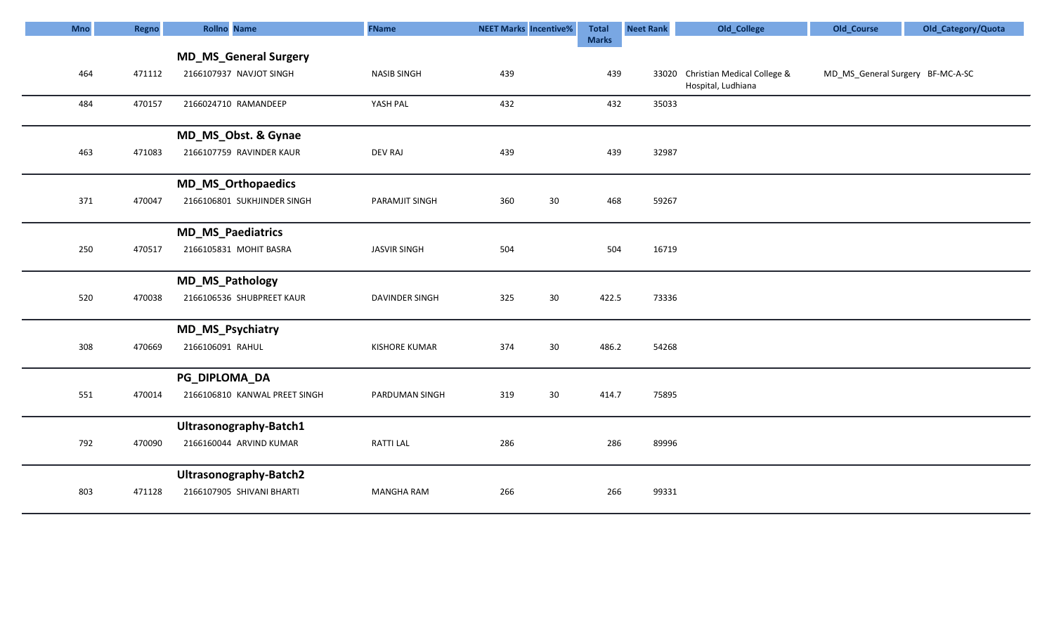| Mno | Regno | Rollno | Name | FName | NEET Marks | Incentive% | Total Marks | Neet Rank | Old_College | Old_Course | Old_Category/Quota |
|---|---|---|---|---|---|---|---|---|---|---|---|
| | | | **MD_MS_General Surgery** | | | | | | | | |
| 464 | 471112 | 2166107937 | NAVJOT SINGH | NASIB SINGH | 439 | | 439 | 33020 | Christian Medical College & Hospital, Ludhiana | MD_MS_General Surgery | BF-MC-A-SC |
| 484 | 470157 | 2166024710 | RAMANDEEP | YASH PAL | 432 | | 432 | 35033 | | | |
| | | | **MD_MS_Obst. & Gynae** | | | | | | | | |
| 463 | 471083 | 2166107759 | RAVINDER KAUR | DEV RAJ | 439 | | 439 | 32987 | | | |
| | | | **MD_MS_Orthopaedics** | | | | | | | | |
| 371 | 470047 | 2166106801 | SUKHJINDER SINGH | PARAMJIT SINGH | 360 | 30 | 468 | 59267 | | | |
| | | | **MD_MS_Paediatrics** | | | | | | | | |
| 250 | 470517 | 2166105831 | MOHIT BASRA | JASVIR SINGH | 504 | | 504 | 16719 | | | |
| | | | **MD_MS_Pathology** | | | | | | | | |
| 520 | 470038 | 2166106536 | SHUBPREET KAUR | DAVINDER SINGH | 325 | 30 | 422.5 | 73336 | | | |
| | | | **MD_MS_Psychiatry** | | | | | | | | |
| 308 | 470669 | 2166106091 | RAHUL | KISHORE KUMAR | 374 | 30 | 486.2 | 54268 | | | |
| | | | **PG_DIPLOMA_DA** | | | | | | | | |
| 551 | 470014 | 2166106810 | KANWAL PREET SINGH | PARDUMAN SINGH | 319 | 30 | 414.7 | 75895 | | | |
| | | | **Ultrasonography-Batch1** | | | | | | | | |
| 792 | 470090 | 2166160044 | ARVIND KUMAR | RATTI LAL | 286 | | 286 | 89996 | | | |
| | | | **Ultrasonography-Batch2** | | | | | | | | |
| 803 | 471128 | 2166107905 | SHIVANI BHARTI | MANGHA RAM | 266 | | 266 | 99331 | | | |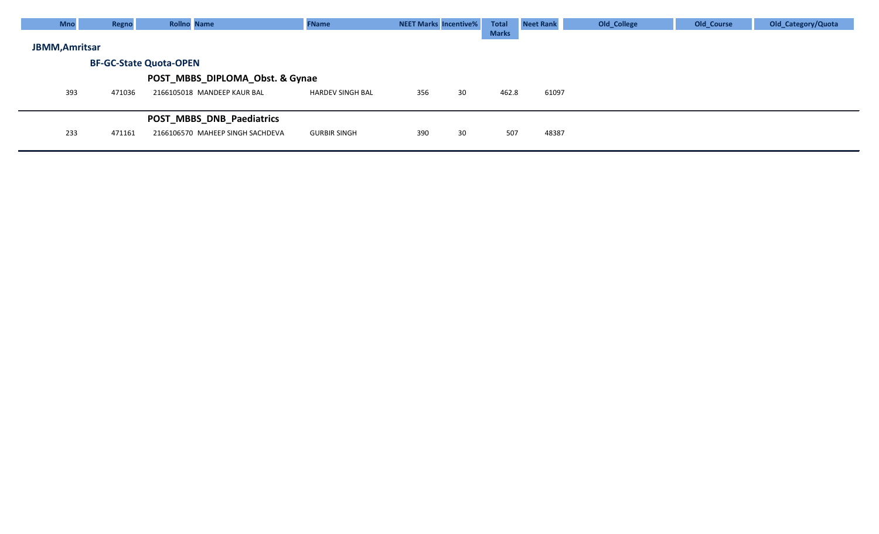| Mno | Regno | Rollno | Name | FName | NEET Marks | Incentive% | Total Marks | Neet Rank | Old_College | Old_Course | Old_Category/Quota |
|---|---|---|---|---|---|---|---|---|---|---|---|
| **JBMM,Amritsar** | | | | | | | | | | | |
| | **BF-GC-State Quota-OPEN** | | | | | | | | | | |
| | | **POST_MBBS_DIPLOMA_Obst. & Gynae** | | | | | | | | | |
| 393 | 471036 | 2166105018 | MANDEEP KAUR BAL | HARDEV SINGH BAL | 356 | 30 | 462.8 | 61097 | | | |
| | | **POST_MBBS_DNB_Paediatrics** | | | | | | | | | |
| 233 | 471161 | 2166106570 | MAHEEP SINGH SACHDEVA | GURBIR SINGH | 390 | 30 | 507 | 48387 | | | |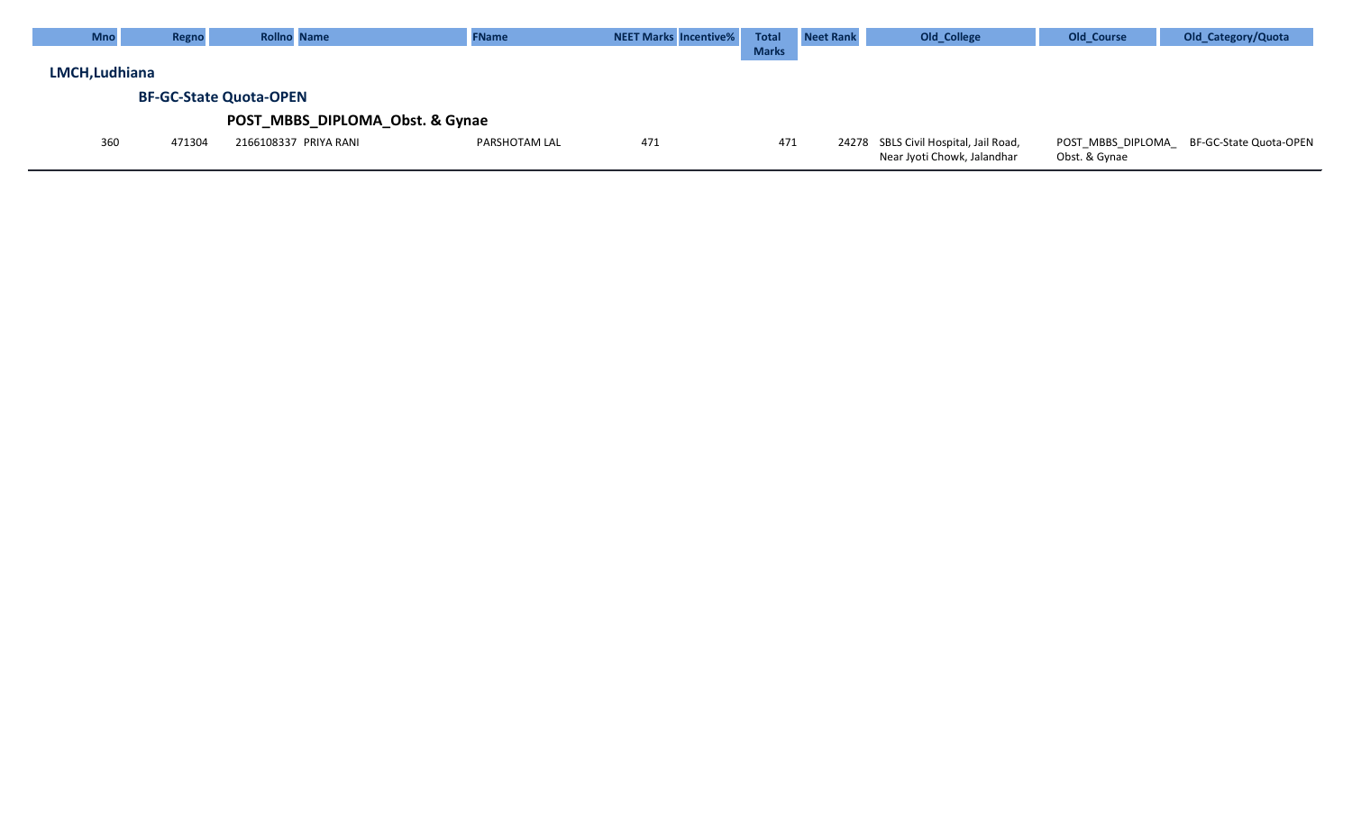| Mno | Regno | Rollno | Name | FName | NEET Marks | Incentive% | Total Marks | Neet Rank | Old_College | Old_Course | Old_Category/Quota |
|---|---|---|---|---|---|---|---|---|---|---|---|
| **LMCH,Ludhiana** | | | | | | | | | | | |
| | **BF-GC-State Quota-OPEN** | | | | | | | | | | |
| | | **POST_MBBS_DIPLOMA_Obst. & Gynae** | | | | | | | | | |
| 360 | 471304 | 2166108337 | PRIYA RANI | PARSHOTAM LAL | 471 | | 471 | 24278 | SBLS Civil Hospital, Jail Road, Near Jyoti Chowk, Jalandhar | POST_MBBS_DIPLOMA_Obst. & Gynae | BF-GC-State Quota-OPEN |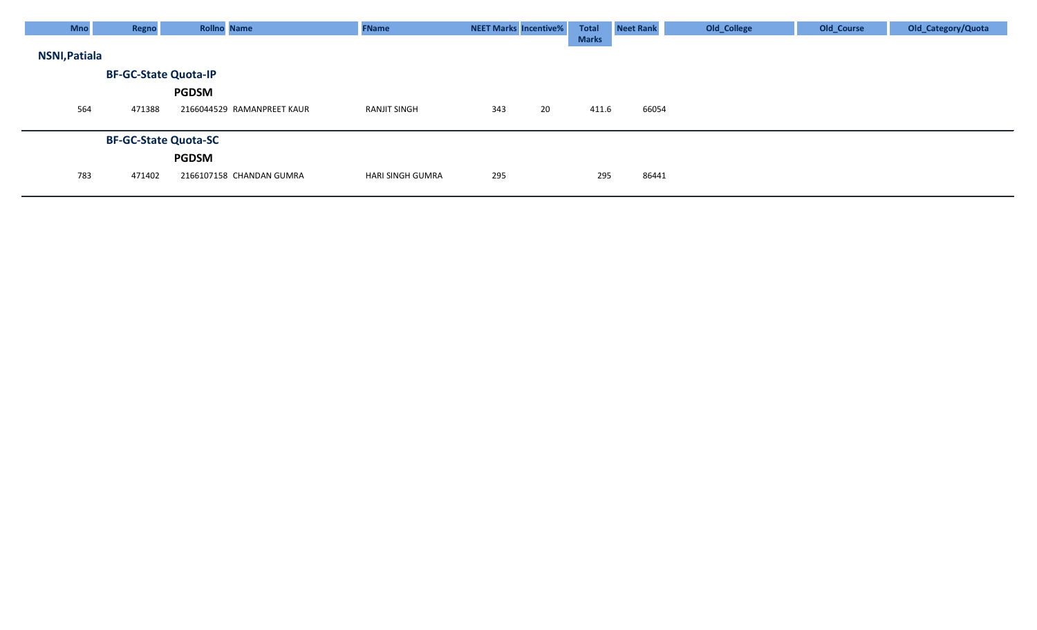| Mno | Regno | Rollno | Name | FName | NEET Marks | Incentive% | Total Marks | Neet Rank | Old_College | Old_Course | Old_Category/Quota |
|---|---|---|---|---|---|---|---|---|---|---|---|
| **NSNI,Patiala** | | | | | | | | | | | |
| | **BF-GC-State Quota-IP** | | | | | | | | | | |
| | | **PGDSM** | | | | | | | | | |
| 564 | 471388 | 2166044529 | RAMANPREET KAUR | RANJIT SINGH | 343 | 20 | 411.6 | 66054 | | | |
| | **BF-GC-State Quota-SC** | | | | | | | | | | |
| | | **PGDSM** | | | | | | | | | |
| 783 | 471402 | 2166107158 | CHANDAN GUMRA | HARI SINGH GUMRA | 295 | | 295 | 86441 | | | |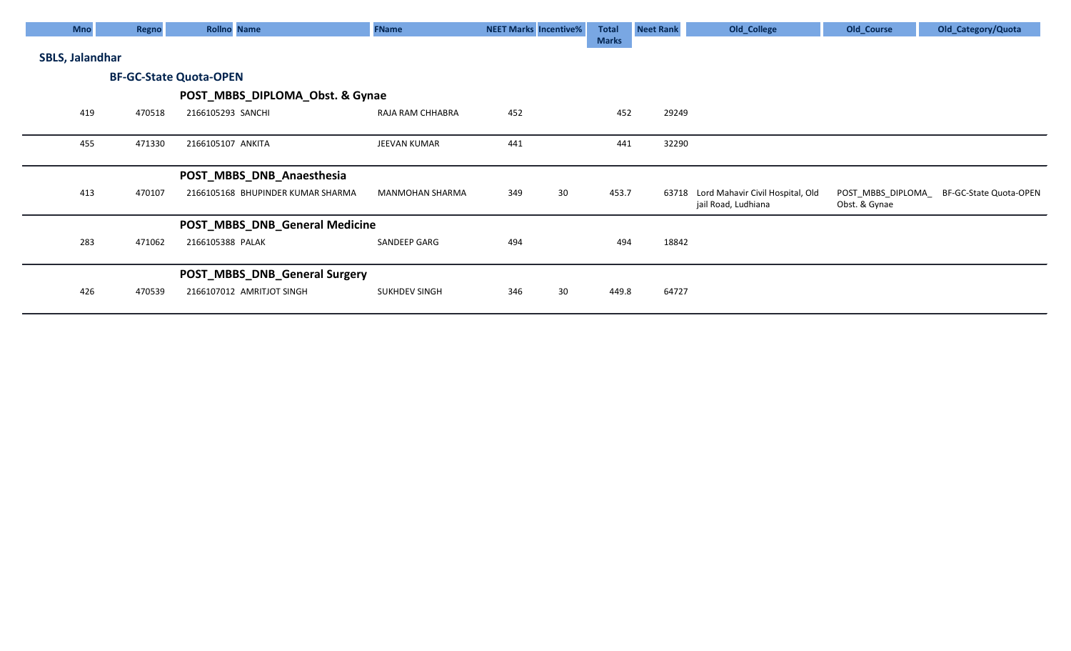| Mno | Regno | Rollno | Name | FName | NEET Marks | Incentive% | Total Marks | Neet Rank | Old_College | Old_Course | Old_Category/Quota |
|---|---|---|---|---|---|---|---|---|---|---|---|
| **SBLS, Jalandhar** | | | | | | | | | | | |
| | **BF-GC-State Quota-OPEN** | | | | | | | | | | |
| | | **POST_MBBS_DIPLOMA_Obst. & Gynae** | | | | | | | | | |
| 419 | 470518 | 2166105293 | SANCHI | RAJA RAM CHHABRA | 452 | | 452 | 29249 | | | |
| 455 | 471330 | 2166105107 | ANKITA | JEEVAN KUMAR | 441 | | 441 | 32290 | | | |
| | | **POST_MBBS_DNB_Anaesthesia** | | | | | | | | | |
| 413 | 470107 | 2166105168 | BHUPINDER KUMAR SHARMA | MANMOHAN SHARMA | 349 | 30 | 453.7 | 63718 | Lord Mahavir Civil Hospital, Old jail Road, Ludhiana | POST_MBBS_DIPLOMA_ Obst. & Gynae | BF-GC-State Quota-OPEN |
| | | **POST_MBBS_DNB_General Medicine** | | | | | | | | | |
| 283 | 471062 | 2166105388 | PALAK | SANDEEP GARG | 494 | | 494 | 18842 | | | |
| | | **POST_MBBS_DNB_General Surgery** | | | | | | | | | |
| 426 | 470539 | 2166107012 | AMRITJOT SINGH | SUKHDEV SINGH | 346 | 30 | 449.8 | 64727 | | | |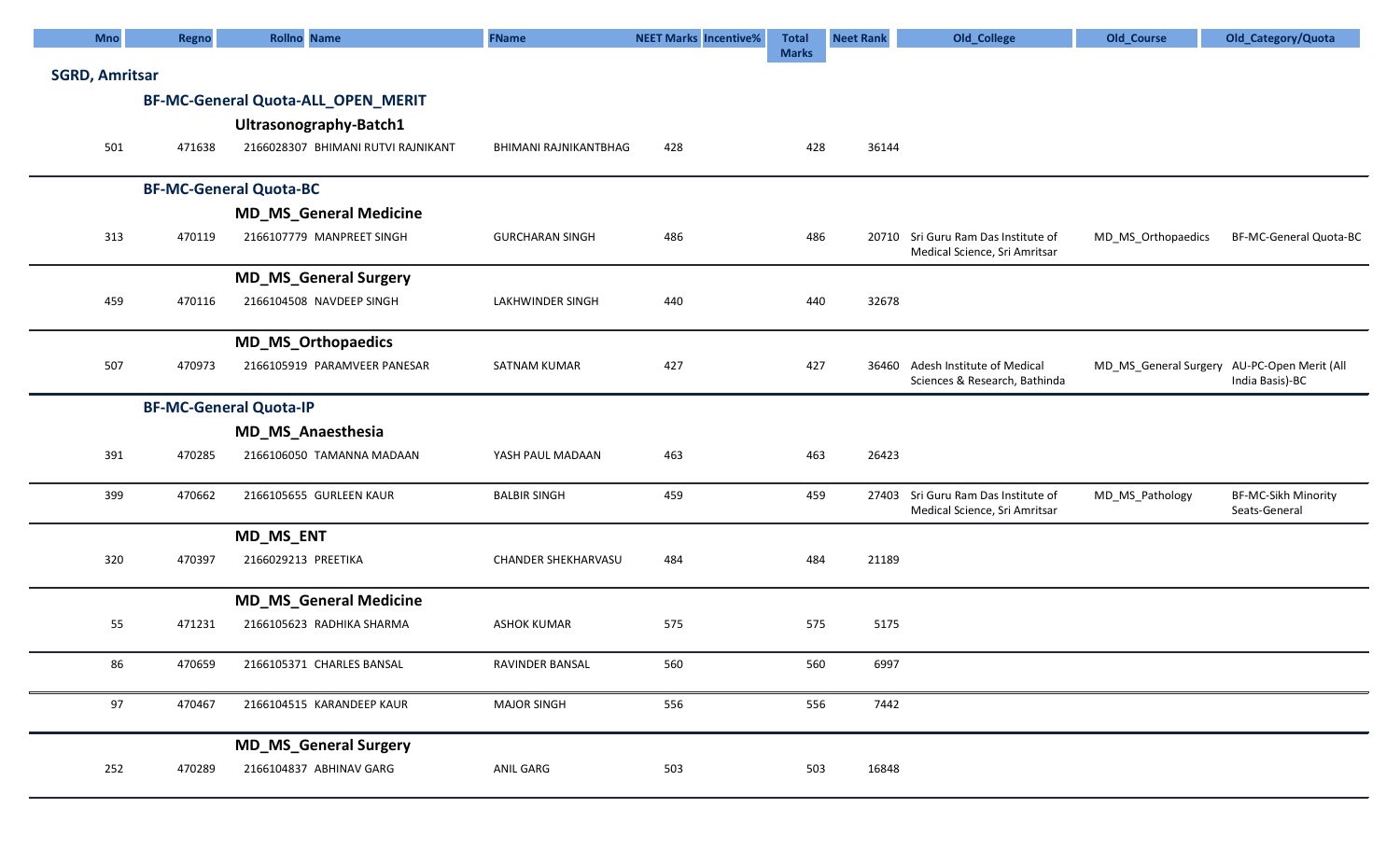| Mno | Regno | Rollno | Name | FName | NEET Marks | Incentive% | Total Marks | Neet Rank | Old_College | Old_Course | Old_Category/Quota |
|---|---|---|---|---|---|---|---|---|---|---|---|
| **SGRD, Amritsar** | | | | | | | | | | | |
| | **BF-MC-General Quota-ALL_OPEN_MERIT** | | | | | | | | | | |
| | | **Ultrasonography-Batch1** | | | | | | | | | |
| 501 | 471638 | 2166028307 | BHIMANI RUTVI RAJNIKANT | BHIMANI RAJNIKANTBHAG | 428 | | 428 | 36144 | | | |
| | **BF-MC-General Quota-BC** | | | | | | | | | | |
| | | **MD_MS_General Medicine** | | | | | | | | | |
| 313 | 470119 | 2166107779 | MANPREET SINGH | GURCHARAN SINGH | 486 | | 486 | 20710 | Sri Guru Ram Das Institute of Medical Science, Sri Amritsar | MD_MS_Orthopaedics | BF-MC-General Quota-BC |
| | | **MD_MS_General Surgery** | | | | | | | | | |
| 459 | 470116 | 2166104508 | NAVDEEP SINGH | LAKHWINDER SINGH | 440 | | 440 | 32678 | | | |
| | | **MD_MS_Orthopaedics** | | | | | | | | | |
| 507 | 470973 | 2166105919 | PARAMVEER PANESAR | SATNAM KUMAR | 427 | | 427 | 36460 | Adesh Institute of Medical Sciences & Research, Bathinda | MD_MS_General Surgery | AU-PC-Open Merit (All India Basis)-BC |
| | **BF-MC-General Quota-IP** | | | | | | | | | | |
| | | **MD_MS_Anaesthesia** | | | | | | | | | |
| 391 | 470285 | 2166106050 | TAMANNA MADAAN | YASH PAUL MADAAN | 463 | | 463 | 26423 | | | |
| 399 | 470662 | 2166105655 | GURLEEN KAUR | BALBIR SINGH | 459 | | 459 | 27403 | Sri Guru Ram Das Institute of Medical Science, Sri Amritsar | MD_MS_Pathology | BF-MC-Sikh Minority Seats-General |
| | | **MD_MS_ENT** | | | | | | | | | |
| 320 | 470397 | 2166029213 | PREETIKA | CHANDER SHEKHARVASU | 484 | | 484 | 21189 | | | |
| | | **MD_MS_General Medicine** | | | | | | | | | |
| 55 | 471231 | 2166105623 | RADHIKA SHARMA | ASHOK KUMAR | 575 | | 575 | 5175 | | | |
| 86 | 470659 | 2166105371 | CHARLES BANSAL | RAVINDER BANSAL | 560 | | 560 | 6997 | | | |
| 97 | 470467 | 2166104515 | KARANDEEP KAUR | MAJOR SINGH | 556 | | 556 | 7442 | | | |
| | | **MD_MS_General Surgery** | | | | | | | | | |
| 252 | 470289 | 2166104837 | ABHINAV GARG | ANIL GARG | 503 | | 503 | 16848 | | | |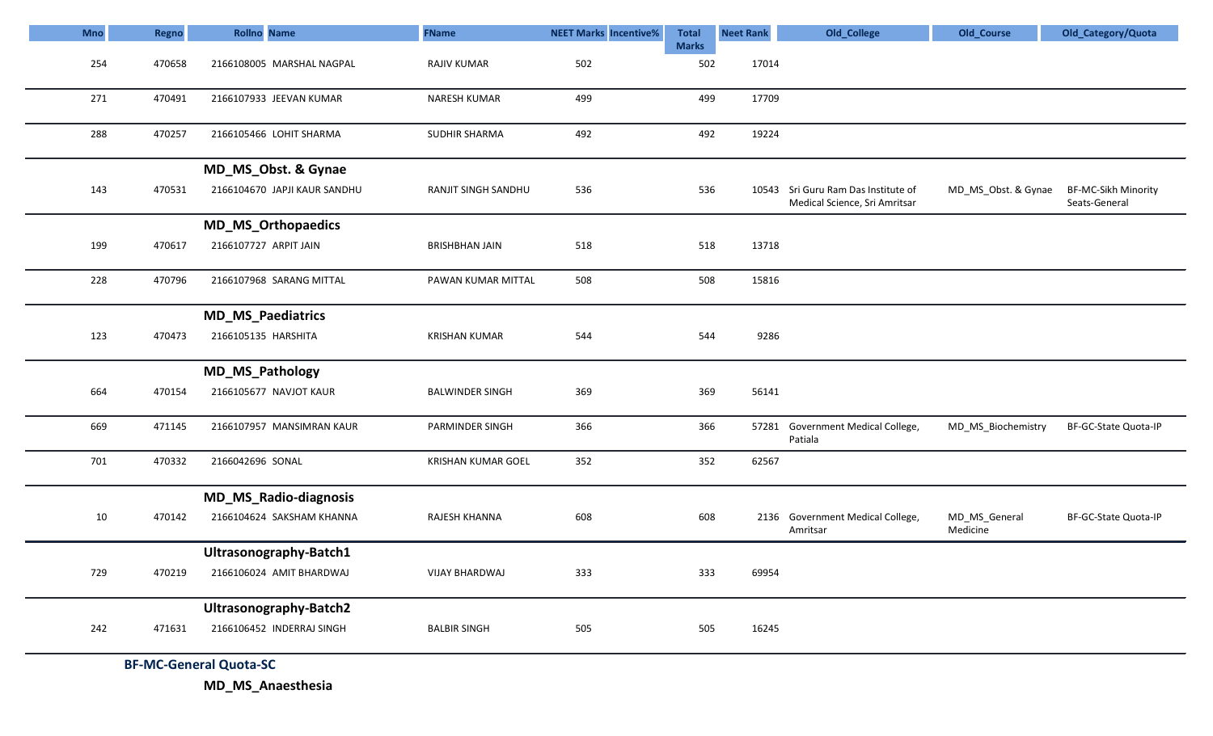| Mno | Regno | Rollno | Name | FName | NEET Marks | Incentive% | Total Marks | Neet Rank | Old_College | Old_Course | Old_Category/Quota |
|---|---|---|---|---|---|---|---|---|---|---|---|
| 254 | 470658 | 2166108005 | MARSHAL NAGPAL | RAJIV KUMAR | 502 | | 502 | 17014 | | | |
| 271 | 470491 | 2166107933 | JEEVAN KUMAR | NARESH KUMAR | 499 | | 499 | 17709 | | | |
| 288 | 470257 | 2166105466 | LOHIT SHARMA | SUDHIR SHARMA | 492 | | 492 | 19224 | | | |
| | | | **MD_MS_Obst. & Gynae** | | | | | | | | |
| 143 | 470531 | 2166104670 | JAPJI KAUR SANDHU | RANJIT SINGH SANDHU | 536 | | 536 | 10543 | Sri Guru Ram Das Institute of Medical Science, Sri Amritsar | MD_MS_Obst. & Gynae | BF-MC-Sikh Minority Seats-General |
| | | | **MD_MS_Orthopaedics** | | | | | | | | |
| 199 | 470617 | 2166107727 | ARPIT JAIN | BRISHBHAN JAIN | 518 | | 518 | 13718 | | | |
| 228 | 470796 | 2166107968 | SARANG MITTAL | PAWAN KUMAR MITTAL | 508 | | 508 | 15816 | | | |
| | | | **MD_MS_Paediatrics** | | | | | | | | |
| 123 | 470473 | 2166105135 | HARSHITA | KRISHAN KUMAR | 544 | | 544 | 9286 | | | |
| | | | **MD_MS_Pathology** | | | | | | | | |
| 664 | 470154 | 2166105677 | NAVJOT KAUR | BALWINDER SINGH | 369 | | 369 | 56141 | | | |
| 669 | 471145 | 2166107957 | MANSIMRAN KAUR | PARMINDER SINGH | 366 | | 366 | 57281 | Government Medical College, Patiala | MD_MS_Biochemistry | BF-GC-State Quota-IP |
| 701 | 470332 | 2166042696 | SONAL | KRISHAN KUMAR GOEL | 352 | | 352 | 62567 | | | |
| | | | **MD_MS_Radio-diagnosis** | | | | | | | | |
| 10 | 470142 | 2166104624 | SAKSHAM KHANNA | RAJESH KHANNA | 608 | | 608 | 2136 | Government Medical College, Amritsar | MD_MS_General Medicine | BF-GC-State Quota-IP |
| | | | **Ultrasonography-Batch1** | | | | | | | | |
| 729 | 470219 | 2166106024 | AMIT BHARDWAJ | VIJAY BHARDWAJ | 333 | | 333 | 69954 | | | |
| | | | **Ultrasonography-Batch2** | | | | | | | | |
| 242 | 471631 | 2166106452 | INDERRAJ SINGH | BALBIR SINGH | 505 | | 505 | 16245 | | | |

**BF-MC-General Quota-SC**

**MD_MS_Anaesthesia**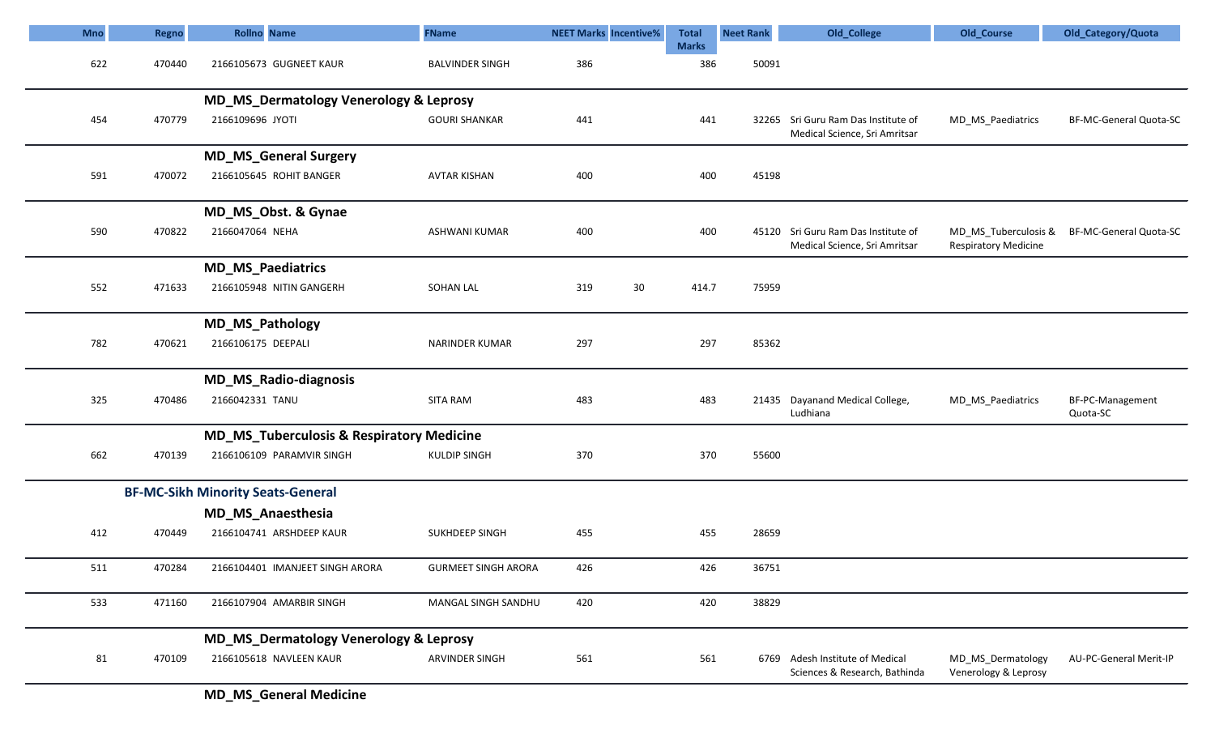| Mno | Regno | Rollno | Name | FName | NEET Marks | Incentive% | Total Marks | Neet Rank | Old_College | Old_Course | Old_Category/Quota |
|---|---|---|---|---|---|---|---|---|---|---|---|
| 622 | 470440 | 2166105673 | GUGNEET KAUR | BALVINDER SINGH | 386 | | 386 | 50091 | | | |
| | | | **MD_MS_Dermatology Venerology & Leprosy** | | | | | | | | |
| 454 | 470779 | 2166109696 | JYOTI | GOURI SHANKAR | 441 | | 441 | 32265 | Sri Guru Ram Das Institute of Medical Science, Sri Amritsar | MD_MS_Paediatrics | BF-MC-General Quota-SC |
| | | | **MD_MS_General Surgery** | | | | | | | | |
| 591 | 470072 | 2166105645 | ROHIT BANGER | AVTAR KISHAN | 400 | | 400 | 45198 | | | |
| | | | **MD_MS_Obst. & Gynae** | | | | | | | | |
| 590 | 470822 | 2166047064 | NEHA | ASHWANI KUMAR | 400 | | 400 | 45120 | Sri Guru Ram Das Institute of Medical Science, Sri Amritsar | MD_MS_Tuberculosis & Respiratory Medicine | BF-MC-General Quota-SC |
| | | | **MD_MS_Paediatrics** | | | | | | | | |
| 552 | 471633 | 2166105948 | NITIN GANGERH | SOHAN LAL | 319 | 30 | 414.7 | 75959 | | | |
| | | | **MD_MS_Pathology** | | | | | | | | |
| 782 | 470621 | 2166106175 | DEEPALI | NARINDER KUMAR | 297 | | 297 | 85362 | | | |
| | | | **MD_MS_Radio-diagnosis** | | | | | | | | |
| 325 | 470486 | 2166042331 | TANU | SITA RAM | 483 | | 483 | 21435 | Dayanand Medical College, Ludhiana | MD_MS_Paediatrics | BF-PC-Management Quota-SC |
| | | | **MD_MS_Tuberculosis & Respiratory Medicine** | | | | | | | | |
| 662 | 470139 | 2166106109 | PARAMVIR SINGH | KULDIP SINGH | 370 | | 370 | 55600 | | | |
| | **BF-MC-Sikh Minority Seats-General** | | | | | | | | | | |
| | | | **MD_MS_Anaesthesia** | | | | | | | | |
| 412 | 470449 | 2166104741 | ARSHDEEP KAUR | SUKHDEEP SINGH | 455 | | 455 | 28659 | | | |
| 511 | 470284 | 2166104401 | IMANJEET SINGH ARORA | GURMEET SINGH ARORA | 426 | | 426 | 36751 | | | |
| 533 | 471160 | 2166107904 | AMARBIR SINGH | MANGAL SINGH SANDHU | 420 | | 420 | 38829 | | | |
| | | | **MD_MS_Dermatology Venerology & Leprosy** | | | | | | | | |
| 81 | 470109 | 2166105618 | NAVLEEN KAUR | ARVINDER SINGH | 561 | | 561 | 6769 | Adesh Institute of Medical Sciences & Research, Bathinda | MD_MS_Dermatology Venerology & Leprosy | AU-PC-General Merit-IP |
| | | | **MD_MS_General Medicine** | | | | | | | | |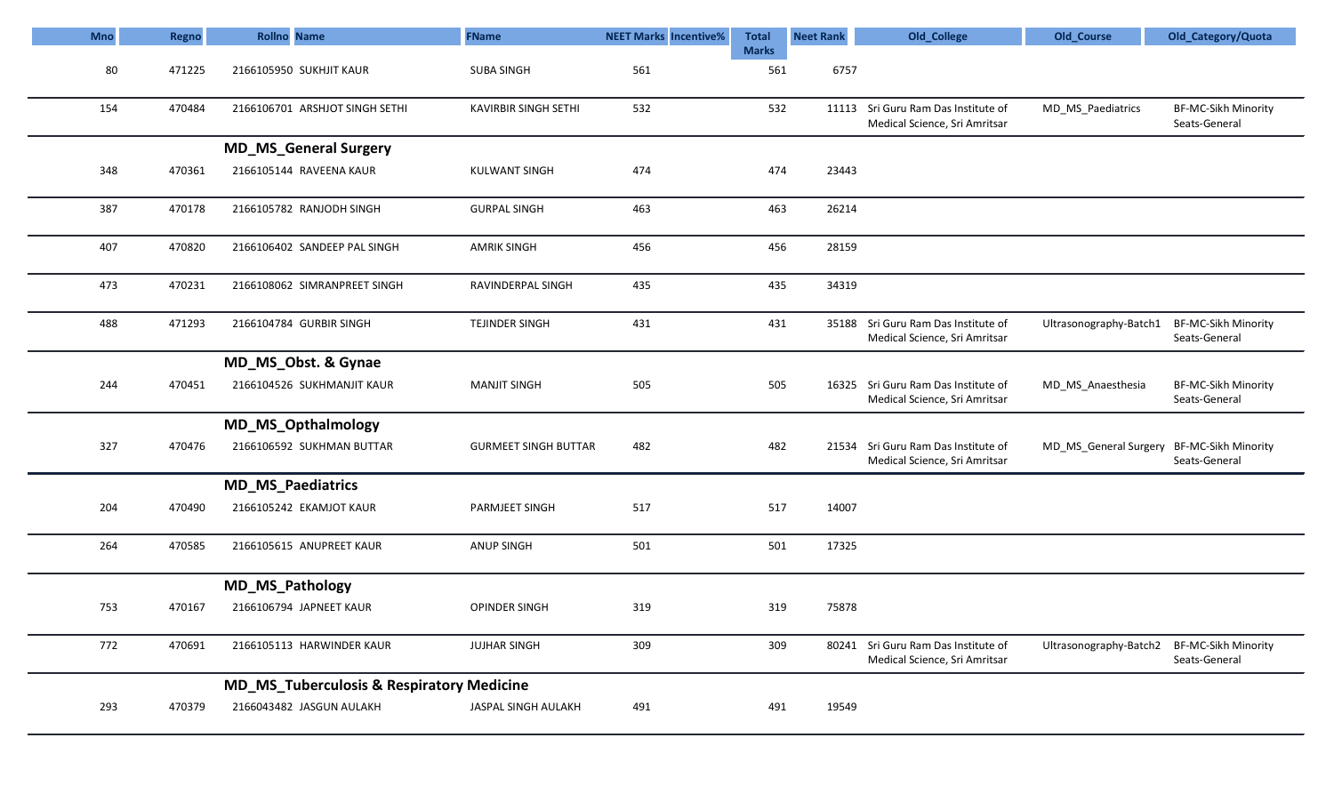| Mno | Regno | Rollno | Name | FName | NEET Marks | Incentive% | Total Marks | Neet Rank | Old_College | Old_Course | Old_Category/Quota |
|---|---|---|---|---|---|---|---|---|---|---|---|
| 80 | 471225 | 2166105950 | SUKHJIT KAUR | SUBA SINGH | 561 | | 561 | 6757 | | | |
| 154 | 470484 | 2166106701 | ARSHJOT SINGH SETHI | KAVIRBIR SINGH SETHI | 532 | | 532 | 11113 | Sri Guru Ram Das Institute of Medical Science, Sri Amritsar | MD_MS_Paediatrics | BF-MC-Sikh Minority Seats-General |
| | | | **MD_MS_General Surgery** | | | | | | | | |
| 348 | 470361 | 2166105144 | RAVEENA KAUR | KULWANT SINGH | 474 | | 474 | 23443 | | | |
| 387 | 470178 | 2166105782 | RANJODH SINGH | GURPAL SINGH | 463 | | 463 | 26214 | | | |
| 407 | 470820 | 2166106402 | SANDEEP PAL SINGH | AMRIK SINGH | 456 | | 456 | 28159 | | | |
| 473 | 470231 | 2166108062 | SIMRANPREET SINGH | RAVINDERPAL SINGH | 435 | | 435 | 34319 | | | |
| 488 | 471293 | 2166104784 | GURBIR SINGH | TEJINDER SINGH | 431 | | 431 | 35188 | Sri Guru Ram Das Institute of Medical Science, Sri Amritsar | Ultrasonography-Batch1 | BF-MC-Sikh Minority Seats-General |
| | | | **MD_MS_Obst. & Gynae** | | | | | | | | |
| 244 | 470451 | 2166104526 | SUKHMANJIT KAUR | MANJIT SINGH | 505 | | 505 | 16325 | Sri Guru Ram Das Institute of Medical Science, Sri Amritsar | MD_MS_Anaesthesia | BF-MC-Sikh Minority Seats-General |
| | | | **MD_MS_Opthalmology** | | | | | | | | |
| 327 | 470476 | 2166106592 | SUKHMAN BUTTAR | GURMEET SINGH BUTTAR | 482 | | 482 | 21534 | Sri Guru Ram Das Institute of Medical Science, Sri Amritsar | MD_MS_General Surgery | BF-MC-Sikh Minority Seats-General |
| | | | **MD_MS_Paediatrics** | | | | | | | | |
| 204 | 470490 | 2166105242 | EKAMJOT KAUR | PARMJEET SINGH | 517 | | 517 | 14007 | | | |
| 264 | 470585 | 2166105615 | ANUPREET KAUR | ANUP SINGH | 501 | | 501 | 17325 | | | |
| | | | **MD_MS_Pathology** | | | | | | | | |
| 753 | 470167 | 2166106794 | JAPNEET KAUR | OPINDER SINGH | 319 | | 319 | 75878 | | | |
| 772 | 470691 | 2166105113 | HARWINDER KAUR | JUJHAR SINGH | 309 | | 309 | 80241 | Sri Guru Ram Das Institute of Medical Science, Sri Amritsar | Ultrasonography-Batch2 | BF-MC-Sikh Minority Seats-General |
| | | | **MD_MS_Tuberculosis & Respiratory Medicine** | | | | | | | | |
| 293 | 470379 | 2166043482 | JASGUN AULAKH | JASPAL SINGH AULAKH | 491 | | 491 | 19549 | | | |